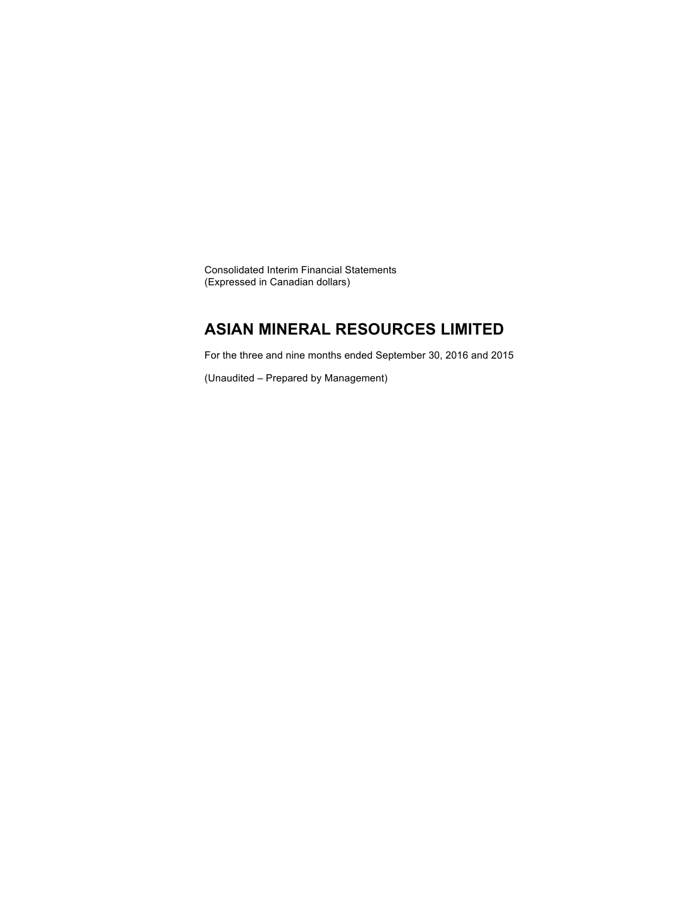Consolidated Interim Financial Statements
(Expressed in Canadian dollars)

# ASIAN MINERAL RESOURCES LIMITED

For the three and nine months ended September 30, 2016 and 2015

(Unaudited – Prepared by Management)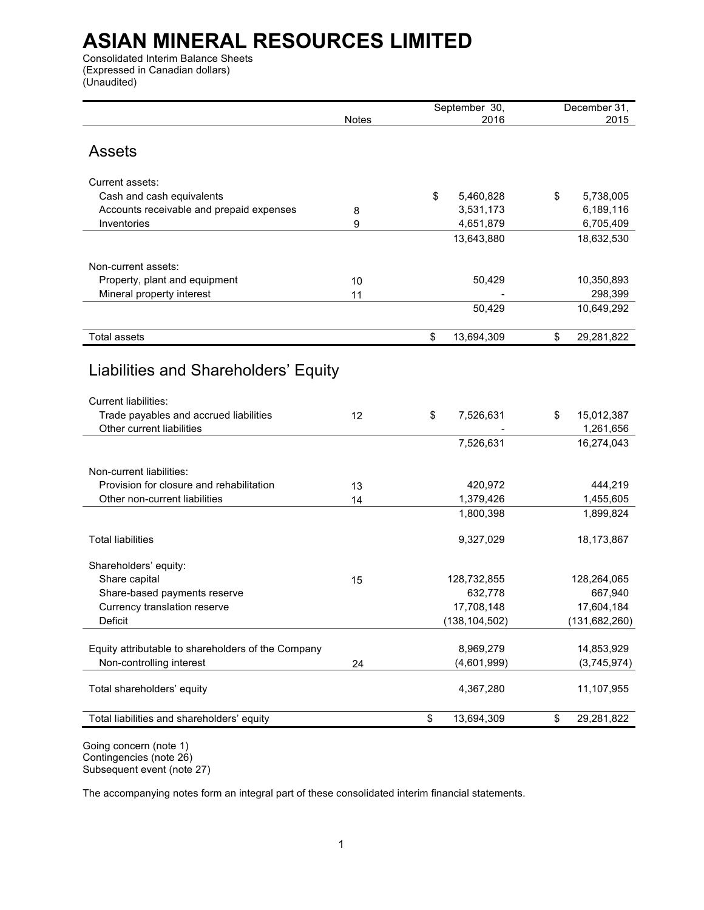# ASIAN MINERAL RESOURCES LIMITED

Consolidated Interim Balance Sheets
(Expressed in Canadian dollars)
(Unaudited)

| | Notes | September 30, 2016 | December 31, 2015 |
|---|---|---|---|
| **Assets** | | | |
| Current assets: | | | |
| Cash and cash equivalents | | $ 5,460,828 | $ 5,738,005 |
| Accounts receivable and prepaid expenses | 8 | 3,531,173 | 6,189,116 |
| Inventories | 9 | 4,651,879 | 6,705,409 |
| | | 13,643,880 | 18,632,530 |
| Non-current assets: | | | |
| Property, plant and equipment | 10 | 50,429 | 10,350,893 |
| Mineral property interest | 11 | - | 298,399 |
| | | 50,429 | 10,649,292 |
| Total assets | | $ 13,694,309 | $ 29,281,822 |
| **Liabilities and Shareholders' Equity** | | | |
| Current liabilities: | | | |
| Trade payables and accrued liabilities | 12 | $ 7,526,631 | $ 15,012,387 |
| Other current liabilities | | - | 1,261,656 |
| | | 7,526,631 | 16,274,043 |
| Non-current liabilities: | | | |
| Provision for closure and rehabilitation | 13 | 420,972 | 444,219 |
| Other non-current liabilities | 14 | 1,379,426 | 1,455,605 |
| | | 1,800,398 | 1,899,824 |
| Total liabilities | | 9,327,029 | 18,173,867 |
| Shareholders' equity: | | | |
| Share capital | 15 | 128,732,855 | 128,264,065 |
| Share-based payments reserve | | 632,778 | 667,940 |
| Currency translation reserve | | 17,708,148 | 17,604,184 |
| Deficit | | (138,104,502) | (131,682,260) |
| Equity attributable to shareholders of the Company | | 8,969,279 | 14,853,929 |
| Non-controlling interest | 24 | (4,601,999) | (3,745,974) |
| Total shareholders' equity | | 4,367,280 | 11,107,955 |
| Total liabilities and shareholders' equity | | $ 13,694,309 | $ 29,281,822 |

Going concern (note 1)
Contingencies (note 26)
Subsequent event (note 27)

The accompanying notes form an integral part of these consolidated interim financial statements.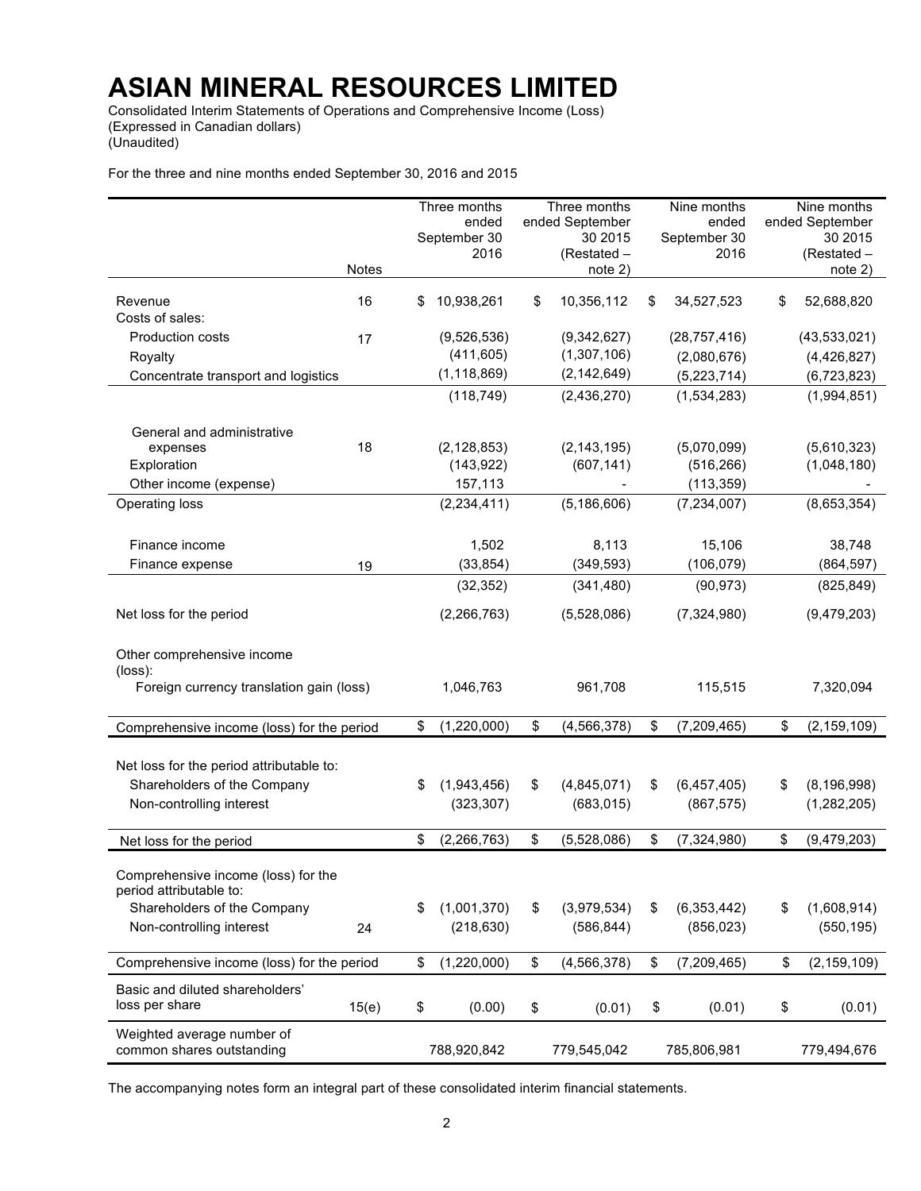# ASIAN MINERAL RESOURCES LIMITED

Consolidated Interim Statements of Operations and Comprehensive Income (Loss)
(Expressed in Canadian dollars)
(Unaudited)

For the three and nine months ended September 30, 2016 and 2015

| | Notes | Three months ended September 30 2016 | Three months ended September 30 2015 (Restated – note 2) | Nine months ended September 30 2016 | Nine months ended September 30 2015 (Restated – note 2) |
|---|---|---|---|---|---|
| Revenue | 16 | $ 10,938,261 | $ 10,356,112 | $ 34,527,523 | $ 52,688,820 |
| Costs of sales: | | | | | |
| Production costs | 17 | (9,526,536) | (9,342,627) | (28,757,416) | (43,533,021) |
| Royalty | | (411,605) | (1,307,106) | (2,080,676) | (4,426,827) |
| Concentrate transport and logistics | | (1,118,869) | (2,142,649) | (5,223,714) | (6,723,823) |
| | | (118,749) | (2,436,270) | (1,534,283) | (1,994,851) |
| General and administrative expenses | 18 | (2,128,853) | (2,143,195) | (5,070,099) | (5,610,323) |
| Exploration | | (143,922) | (607,141) | (516,266) | (1,048,180) |
| Other income (expense) | | 157,113 | - | (113,359) | - |
| Operating loss | | (2,234,411) | (5,186,606) | (7,234,007) | (8,653,354) |
| Finance income | | 1,502 | 8,113 | 15,106 | 38,748 |
| Finance expense | 19 | (33,854) | (349,593) | (106,079) | (864,597) |
| | | (32,352) | (341,480) | (90,973) | (825,849) |
| Net loss for the period | | (2,266,763) | (5,528,086) | (7,324,980) | (9,479,203) |
| Other comprehensive income (loss): | | | | | |
| Foreign currency translation gain (loss) | | 1,046,763 | 961,708 | 115,515 | 7,320,094 |
| Comprehensive income (loss) for the period | | $ (1,220,000) | $ (4,566,378) | $ (7,209,465) | $ (2,159,109) |
| Net loss for the period attributable to: | | | | | |
| Shareholders of the Company | | $ (1,943,456) | $ (4,845,071) | $ (6,457,405) | $ (8,196,998) |
| Non-controlling interest | | (323,307) | (683,015) | (867,575) | (1,282,205) |
| Net loss for the period | | $ (2,266,763) | $ (5,528,086) | $ (7,324,980) | $ (9,479,203) |
| Comprehensive income (loss) for the period attributable to: | | | | | |
| Shareholders of the Company | | $ (1,001,370) | $ (3,979,534) | $ (6,353,442) | $ (1,608,914) |
| Non-controlling interest | 24 | (218,630) | (586,844) | (856,023) | (550,195) |
| Comprehensive income (loss) for the period | | $ (1,220,000) | $ (4,566,378) | $ (7,209,465) | $ (2,159,109) |
| Basic and diluted shareholders' loss per share | 15(e) | $ (0.00) | $ (0.01) | $ (0.01) | $ (0.01) |
| Weighted average number of common shares outstanding | | 788,920,842 | 779,545,042 | 785,806,981 | 779,494,676 |

The accompanying notes form an integral part of these consolidated interim financial statements.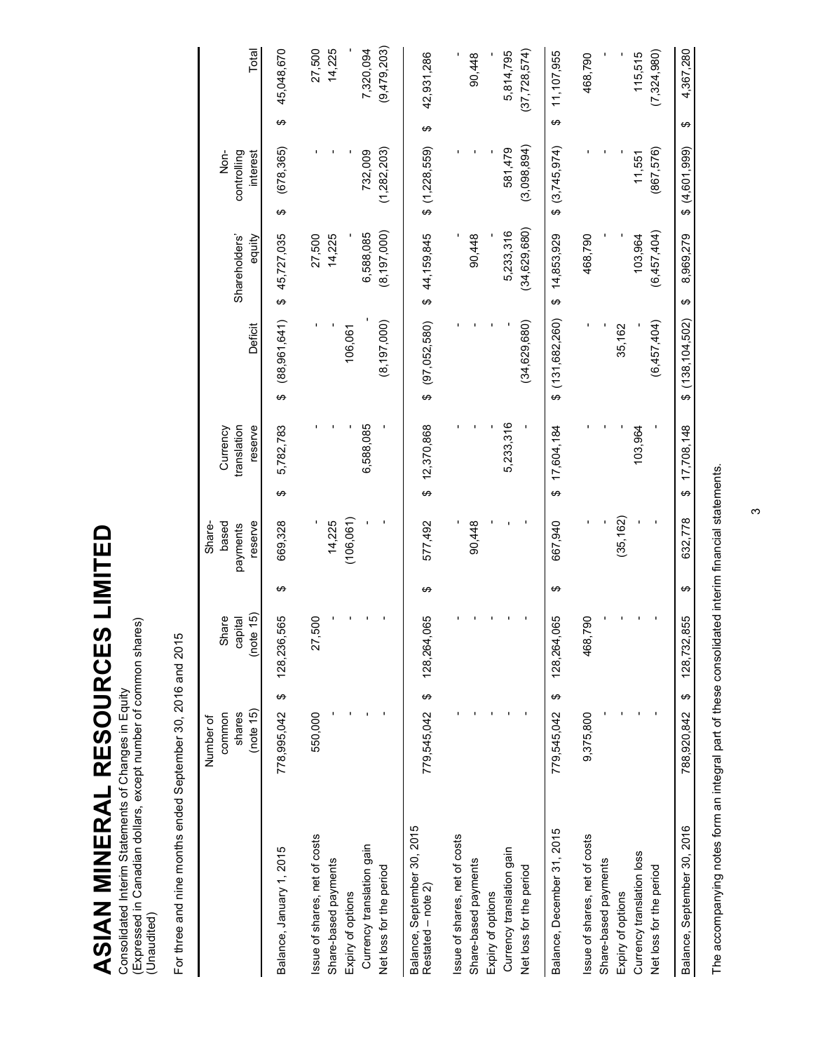# ASIAN MINERAL RESOURCES LIMITED

Consolidated Interim Statements of Changes in Equity
(Expressed in Canadian dollars, except number of common shares)
(Unaudited)

For three and nine months ended September 30, 2016 and 2015

| | Number of common shares (note 15) | Share capital (note 15) | Share-based payments reserve | Currency translation reserve | Deficit | Shareholders' equity | Non-controlling interest | Total |
|---|---|---|---|---|---|---|---|---|
| Balance, January 1, 2015 | 778,995,042 | $ 128,236,565 | $ 669,328 | $ 5,782,783 | $ (88,961,641) | $ 45,727,035 | $ (678,365) | $ 45,048,670 |
| Issue of shares, net of costs | 550,000 | 27,500 | - | - | - | 27,500 | - | 27,500 |
| Share-based payments | - | - | 14,225 | - | - | 14,225 | - | 14,225 |
| Expiry of options | - | - | (106,061) | - | 106,061 | - | - | - |
| Currency translation gain | - | - | - | 6,588,085 | - | 6,588,085 | 732,009 | 7,320,094 |
| Net loss for the period | - | - | - | - | (8,197,000) | (8,197,000) | (1,282,203) | (9,479,203) |
| Balance, September 30, 2015 Restated – note 2) | 779,545,042 | $ 128,264,065 | $ 577,492 | $ 12,370,868 | $ (97,052,580) | $ 44,159,845 | $ (1,228,559) | $ 42,931,286 |
| Issue of shares, net of costs | - | - | - | - | - | - | - | - |
| Share-based payments | - | - | 90,448 | - | - | 90,448 | - | 90,448 |
| Expiry of options | - | - | - | - | - | - | - | - |
| Currency translation gain | - | - | - | 5,233,316 | - | 5,233,316 | 581,479 | 5,814,795 |
| Net loss for the period | - | - | - | - | (34,629,680) | (34,629,680) | (3,098,894) | (37,728,574) |
| Balance, December 31, 2015 | 779,545,042 | $ 128,264,065 | $ 667,940 | $ 17,604,184 | $ (131,682,260) | $ 14,853,929 | $ (3,745,974) | $ 11,107,955 |
| Issue of shares, net of costs | 9,375,800 | 468,790 | - | - | - | 468,790 | - | 468,790 |
| Share-based payments | - | - | - | - | - | - | - | - |
| Expiry of options | - | - | (35,162) | - | 35,162 | - | - | - |
| Currency translation loss | - | - | - | 103,964 | - | 103,964 | 11,551 | 115,515 |
| Net loss for the period | - | - | - | - | (6,457,404) | (6,457,404) | (867,576) | (7,324,980) |
| Balance, September 30, 2016 | 788,920,842 | $ 128,732,855 | $ 632,778 | $ 17,708,148 | $ (138,104,502) | $ 8,969,279 | $ (4,601,999) | $ 4,367,280 |

The accompanying notes form an integral part of these consolidated interim financial statements.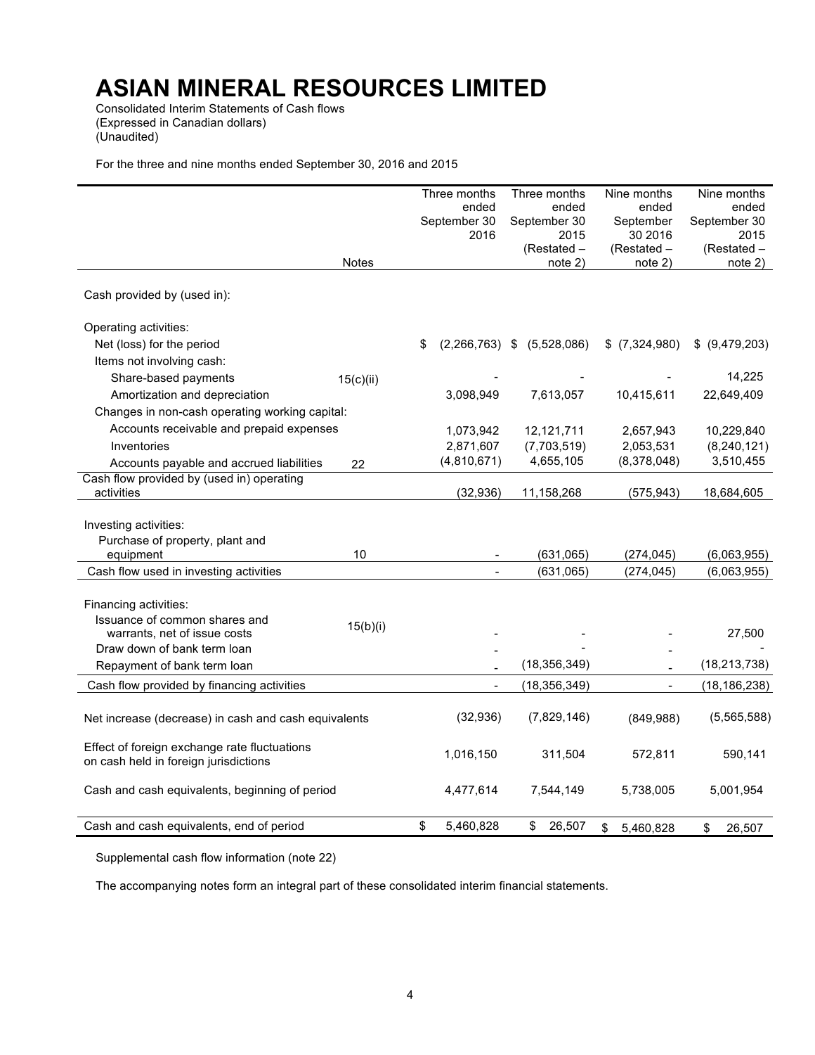# ASIAN MINERAL RESOURCES LIMITED

Consolidated Interim Statements of Cash flows
(Expressed in Canadian dollars)
(Unaudited)

For the three and nine months ended September 30, 2016 and 2015

| | Notes | Three months ended September 30 2016 | Three months ended September 30 2015 (Restated – note 2) | Nine months ended September 30 2016 (Restated – note 2) | Nine months ended September 30 2015 (Restated – note 2) |
|---|---|---|---|---|---|
| Cash provided by (used in): | | | | | |
| Operating activities: | | | | | |
| Net (loss) for the period | | $ (2,266,763) | $ (5,528,086) | $ (7,324,980) | $ (9,479,203) |
| Items not involving cash: | | | | | |
| Share-based payments | 15(c)(ii) | - | - | - | 14,225 |
| Amortization and depreciation | | 3,098,949 | 7,613,057 | 10,415,611 | 22,649,409 |
| Changes in non-cash operating working capital: | | | | | |
| Accounts receivable and prepaid expenses | | 1,073,942 | 12,121,711 | 2,657,943 | 10,229,840 |
| Inventories | | 2,871,607 | (7,703,519) | 2,053,531 | (8,240,121) |
| Accounts payable and accrued liabilities | 22 | (4,810,671) | 4,655,105 | (8,378,048) | 3,510,455 |
| Cash flow provided by (used in) operating activities | | (32,936) | 11,158,268 | (575,943) | 18,684,605 |
| Investing activities: | | | | | |
| Purchase of property, plant and equipment | 10 | - | (631,065) | (274,045) | (6,063,955) |
| Cash flow used in investing activities | | - | (631,065) | (274,045) | (6,063,955) |
| Financing activities: | | | | | |
| Issuance of common shares and warrants, net of issue costs | 15(b)(i) | - | - | - | 27,500 |
| Draw down of bank term loan | | - | - | - | - |
| Repayment of bank term loan | | - | (18,356,349) | - | (18,213,738) |
| Cash flow provided by financing activities | | - | (18,356,349) | - | (18,186,238) |
| Net increase (decrease) in cash and cash equivalents | | (32,936) | (7,829,146) | (849,988) | (5,565,588) |
| Effect of foreign exchange rate fluctuations on cash held in foreign jurisdictions | | 1,016,150 | 311,504 | 572,811 | 590,141 |
| Cash and cash equivalents, beginning of period | | 4,477,614 | 7,544,149 | 5,738,005 | 5,001,954 |
| Cash and cash equivalents, end of period | | $ 5,460,828 | $ 26,507 | $ 5,460,828 | $ 26,507 |

Supplemental cash flow information (note 22)

The accompanying notes form an integral part of these consolidated interim financial statements.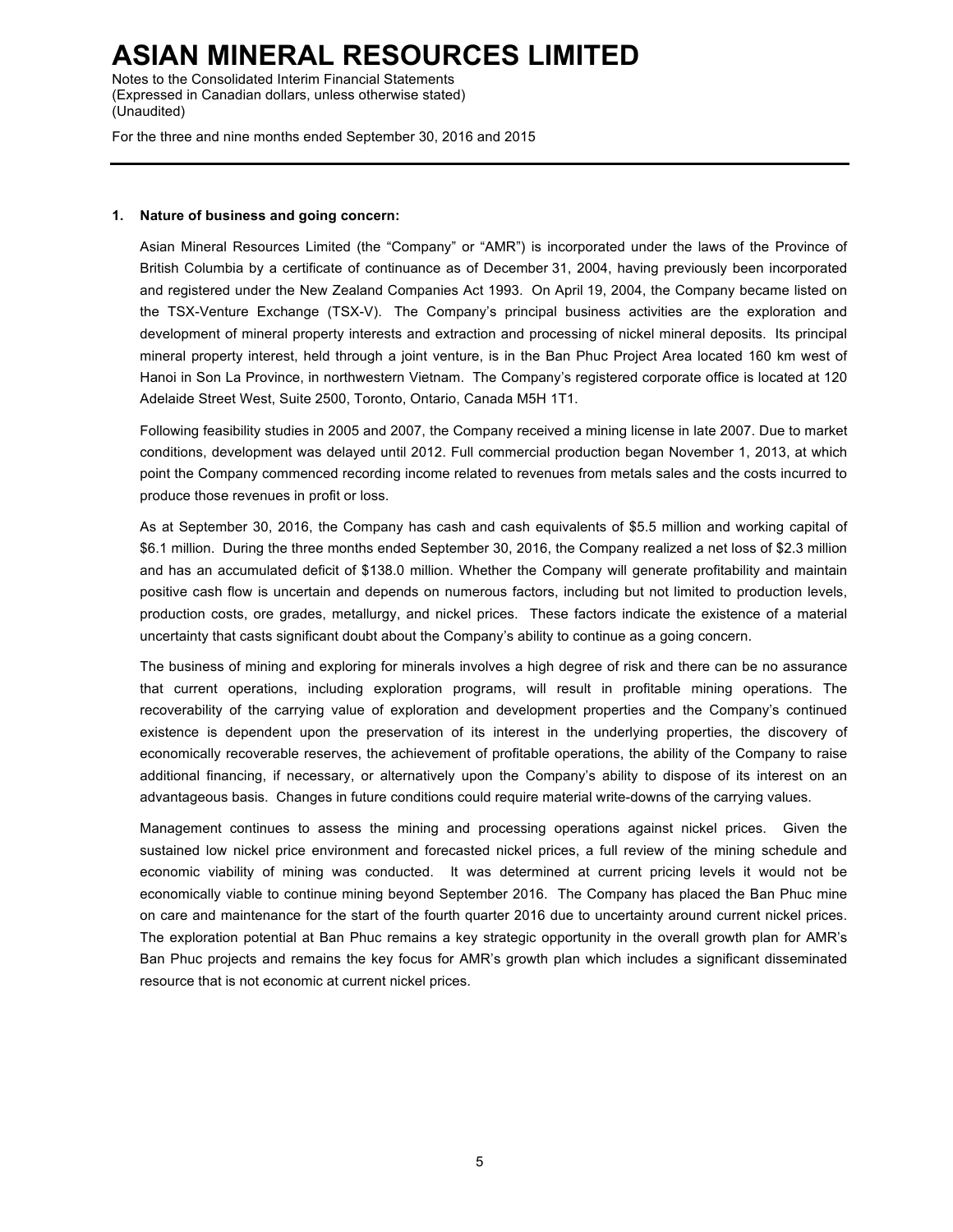### 1. Nature of business and going concern:

Asian Mineral Resources Limited (the "Company" or "AMR") is incorporated under the laws of the Province of British Columbia by a certificate of continuance as of December 31, 2004, having previously been incorporated and registered under the New Zealand Companies Act 1993. On April 19, 2004, the Company became listed on the TSX-Venture Exchange (TSX-V). The Company's principal business activities are the exploration and development of mineral property interests and extraction and processing of nickel mineral deposits. Its principal mineral property interest, held through a joint venture, is in the Ban Phuc Project Area located 160 km west of Hanoi in Son La Province, in northwestern Vietnam. The Company's registered corporate office is located at 120 Adelaide Street West, Suite 2500, Toronto, Ontario, Canada M5H 1T1.

Following feasibility studies in 2005 and 2007, the Company received a mining license in late 2007. Due to market conditions, development was delayed until 2012. Full commercial production began November 1, 2013, at which point the Company commenced recording income related to revenues from metals sales and the costs incurred to produce those revenues in profit or loss.

As at September 30, 2016, the Company has cash and cash equivalents of $5.5 million and working capital of $6.1 million. During the three months ended September 30, 2016, the Company realized a net loss of $2.3 million and has an accumulated deficit of $138.0 million. Whether the Company will generate profitability and maintain positive cash flow is uncertain and depends on numerous factors, including but not limited to production levels, production costs, ore grades, metallurgy, and nickel prices. These factors indicate the existence of a material uncertainty that casts significant doubt about the Company's ability to continue as a going concern.

The business of mining and exploring for minerals involves a high degree of risk and there can be no assurance that current operations, including exploration programs, will result in profitable mining operations. The recoverability of the carrying value of exploration and development properties and the Company's continued existence is dependent upon the preservation of its interest in the underlying properties, the discovery of economically recoverable reserves, the achievement of profitable operations, the ability of the Company to raise additional financing, if necessary, or alternatively upon the Company's ability to dispose of its interest on an advantageous basis. Changes in future conditions could require material write-downs of the carrying values.

Management continues to assess the mining and processing operations against nickel prices. Given the sustained low nickel price environment and forecasted nickel prices, a full review of the mining schedule and economic viability of mining was conducted. It was determined at current pricing levels it would not be economically viable to continue mining beyond September 2016. The Company has placed the Ban Phuc mine on care and maintenance for the start of the fourth quarter 2016 due to uncertainty around current nickel prices. The exploration potential at Ban Phuc remains a key strategic opportunity in the overall growth plan for AMR's Ban Phuc projects and remains the key focus for AMR's growth plan which includes a significant disseminated resource that is not economic at current nickel prices.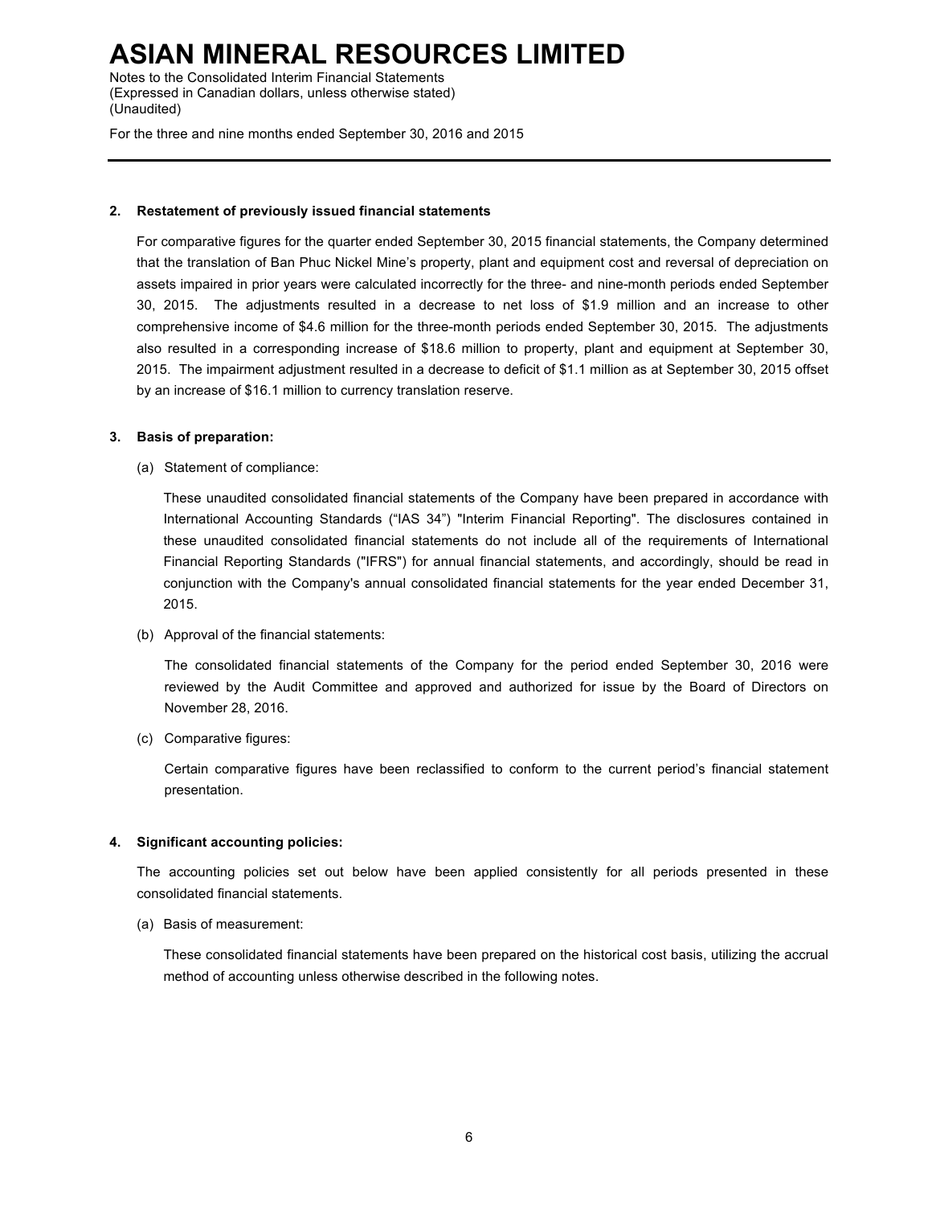**2. Restatement of previously issued financial statements**

For comparative figures for the quarter ended September 30, 2015 financial statements, the Company determined that the translation of Ban Phuc Nickel Mine's property, plant and equipment cost and reversal of depreciation on assets impaired in prior years were calculated incorrectly for the three- and nine-month periods ended September 30, 2015. The adjustments resulted in a decrease to net loss of $1.9 million and an increase to other comprehensive income of $4.6 million for the three-month periods ended September 30, 2015. The adjustments also resulted in a corresponding increase of $18.6 million to property, plant and equipment at September 30, 2015. The impairment adjustment resulted in a decrease to deficit of $1.1 million as at September 30, 2015 offset by an increase of $16.1 million to currency translation reserve.

**3. Basis of preparation:**

(a) Statement of compliance:

These unaudited consolidated financial statements of the Company have been prepared in accordance with International Accounting Standards ("IAS 34") "Interim Financial Reporting". The disclosures contained in these unaudited consolidated financial statements do not include all of the requirements of International Financial Reporting Standards ("IFRS") for annual financial statements, and accordingly, should be read in conjunction with the Company's annual consolidated financial statements for the year ended December 31, 2015.

(b) Approval of the financial statements:

The consolidated financial statements of the Company for the period ended September 30, 2016 were reviewed by the Audit Committee and approved and authorized for issue by the Board of Directors on November 28, 2016.

(c) Comparative figures:

Certain comparative figures have been reclassified to conform to the current period's financial statement presentation.

**4. Significant accounting policies:**

The accounting policies set out below have been applied consistently for all periods presented in these consolidated financial statements.

(a) Basis of measurement:

These consolidated financial statements have been prepared on the historical cost basis, utilizing the accrual method of accounting unless otherwise described in the following notes.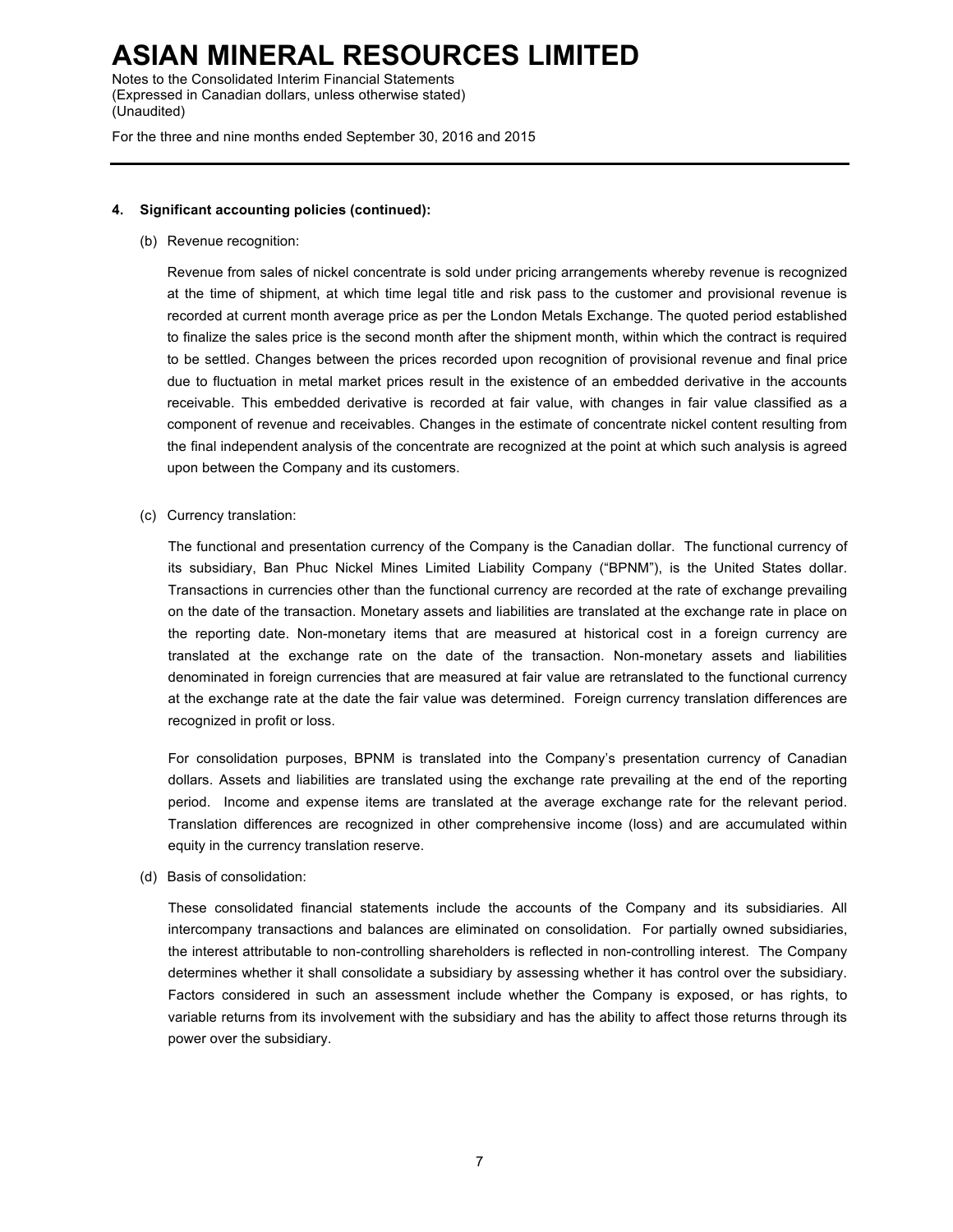**4. Significant accounting policies (continued):**

(b) Revenue recognition:

Revenue from sales of nickel concentrate is sold under pricing arrangements whereby revenue is recognized at the time of shipment, at which time legal title and risk pass to the customer and provisional revenue is recorded at current month average price as per the London Metals Exchange. The quoted period established to finalize the sales price is the second month after the shipment month, within which the contract is required to be settled. Changes between the prices recorded upon recognition of provisional revenue and final price due to fluctuation in metal market prices result in the existence of an embedded derivative in the accounts receivable. This embedded derivative is recorded at fair value, with changes in fair value classified as a component of revenue and receivables. Changes in the estimate of concentrate nickel content resulting from the final independent analysis of the concentrate are recognized at the point at which such analysis is agreed upon between the Company and its customers.

(c) Currency translation:

The functional and presentation currency of the Company is the Canadian dollar. The functional currency of its subsidiary, Ban Phuc Nickel Mines Limited Liability Company ("BPNM"), is the United States dollar. Transactions in currencies other than the functional currency are recorded at the rate of exchange prevailing on the date of the transaction. Monetary assets and liabilities are translated at the exchange rate in place on the reporting date. Non-monetary items that are measured at historical cost in a foreign currency are translated at the exchange rate on the date of the transaction. Non-monetary assets and liabilities denominated in foreign currencies that are measured at fair value are retranslated to the functional currency at the exchange rate at the date the fair value was determined. Foreign currency translation differences are recognized in profit or loss.

For consolidation purposes, BPNM is translated into the Company's presentation currency of Canadian dollars. Assets and liabilities are translated using the exchange rate prevailing at the end of the reporting period. Income and expense items are translated at the average exchange rate for the relevant period. Translation differences are recognized in other comprehensive income (loss) and are accumulated within equity in the currency translation reserve.

(d) Basis of consolidation:

These consolidated financial statements include the accounts of the Company and its subsidiaries. All intercompany transactions and balances are eliminated on consolidation. For partially owned subsidiaries, the interest attributable to non-controlling shareholders is reflected in non-controlling interest. The Company determines whether it shall consolidate a subsidiary by assessing whether it has control over the subsidiary. Factors considered in such an assessment include whether the Company is exposed, or has rights, to variable returns from its involvement with the subsidiary and has the ability to affect those returns through its power over the subsidiary.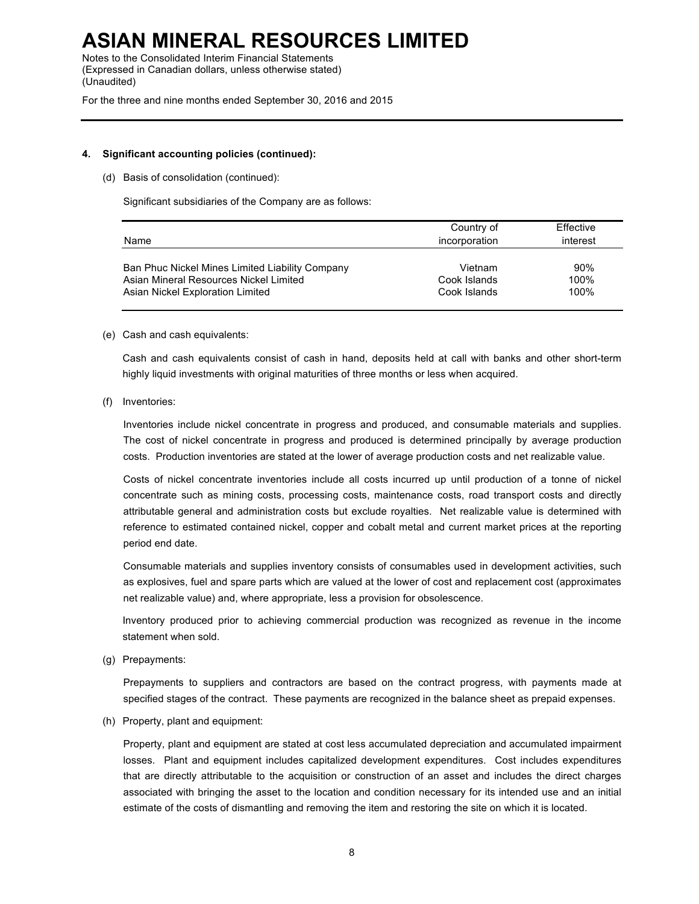**4. Significant accounting policies (continued):**

(d) Basis of consolidation (continued):

Significant subsidiaries of the Company are as follows:

| Name | Country of incorporation | Effective interest |
|---|---|---|
| Ban Phuc Nickel Mines Limited Liability Company | Vietnam | 90% |
| Asian Mineral Resources Nickel Limited | Cook Islands | 100% |
| Asian Nickel Exploration Limited | Cook Islands | 100% |

(e) Cash and cash equivalents:

Cash and cash equivalents consist of cash in hand, deposits held at call with banks and other short-term highly liquid investments with original maturities of three months or less when acquired.

(f) Inventories:

Inventories include nickel concentrate in progress and produced, and consumable materials and supplies. The cost of nickel concentrate in progress and produced is determined principally by average production costs. Production inventories are stated at the lower of average production costs and net realizable value.

Costs of nickel concentrate inventories include all costs incurred up until production of a tonne of nickel concentrate such as mining costs, processing costs, maintenance costs, road transport costs and directly attributable general and administration costs but exclude royalties. Net realizable value is determined with reference to estimated contained nickel, copper and cobalt metal and current market prices at the reporting period end date.

Consumable materials and supplies inventory consists of consumables used in development activities, such as explosives, fuel and spare parts which are valued at the lower of cost and replacement cost (approximates net realizable value) and, where appropriate, less a provision for obsolescence.

Inventory produced prior to achieving commercial production was recognized as revenue in the income statement when sold.

(g) Prepayments:

Prepayments to suppliers and contractors are based on the contract progress, with payments made at specified stages of the contract. These payments are recognized in the balance sheet as prepaid expenses.

(h) Property, plant and equipment:

Property, plant and equipment are stated at cost less accumulated depreciation and accumulated impairment losses. Plant and equipment includes capitalized development expenditures. Cost includes expenditures that are directly attributable to the acquisition or construction of an asset and includes the direct charges associated with bringing the asset to the location and condition necessary for its intended use and an initial estimate of the costs of dismantling and removing the item and restoring the site on which it is located.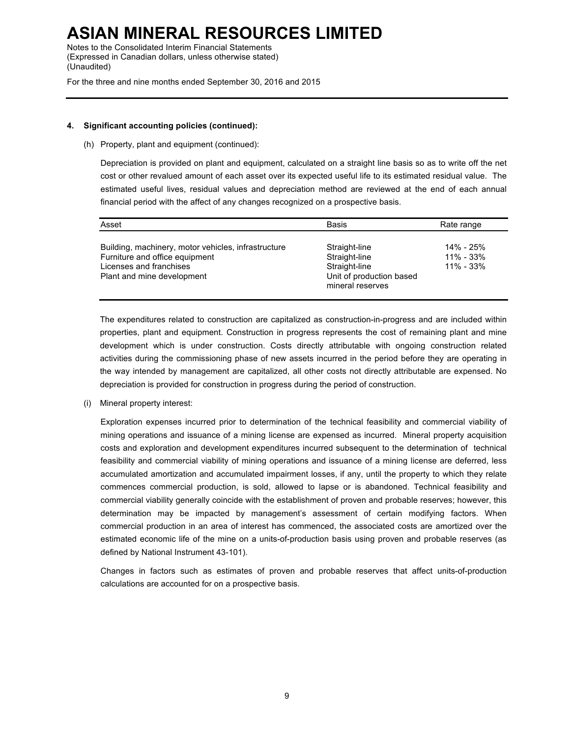**4. Significant accounting policies (continued):**

(h) Property, plant and equipment (continued):

Depreciation is provided on plant and equipment, calculated on a straight line basis so as to write off the net cost or other revalued amount of each asset over its expected useful life to its estimated residual value. The estimated useful lives, residual values and depreciation method are reviewed at the end of each annual financial period with the affect of any changes recognized on a prospective basis.

| Asset | Basis | Rate range |
|---|---|---|
| Building, machinery, motor vehicles, infrastructure | Straight-line | 14% - 25% |
| Furniture and office equipment | Straight-line | 11% - 33% |
| Licenses and franchises | Straight-line | 11% - 33% |
| Plant and mine development | Unit of production based mineral reserves | |

The expenditures related to construction are capitalized as construction-in-progress and are included within properties, plant and equipment. Construction in progress represents the cost of remaining plant and mine development which is under construction. Costs directly attributable with ongoing construction related activities during the commissioning phase of new assets incurred in the period before they are operating in the way intended by management are capitalized, all other costs not directly attributable are expensed. No depreciation is provided for construction in progress during the period of construction.

(i) Mineral property interest:

Exploration expenses incurred prior to determination of the technical feasibility and commercial viability of mining operations and issuance of a mining license are expensed as incurred. Mineral property acquisition costs and exploration and development expenditures incurred subsequent to the determination of technical feasibility and commercial viability of mining operations and issuance of a mining license are deferred, less accumulated amortization and accumulated impairment losses, if any, until the property to which they relate commences commercial production, is sold, allowed to lapse or is abandoned. Technical feasibility and commercial viability generally coincide with the establishment of proven and probable reserves; however, this determination may be impacted by management's assessment of certain modifying factors. When commercial production in an area of interest has commenced, the associated costs are amortized over the estimated economic life of the mine on a units-of-production basis using proven and probable reserves (as defined by National Instrument 43-101).

Changes in factors such as estimates of proven and probable reserves that affect units-of-production calculations are accounted for on a prospective basis.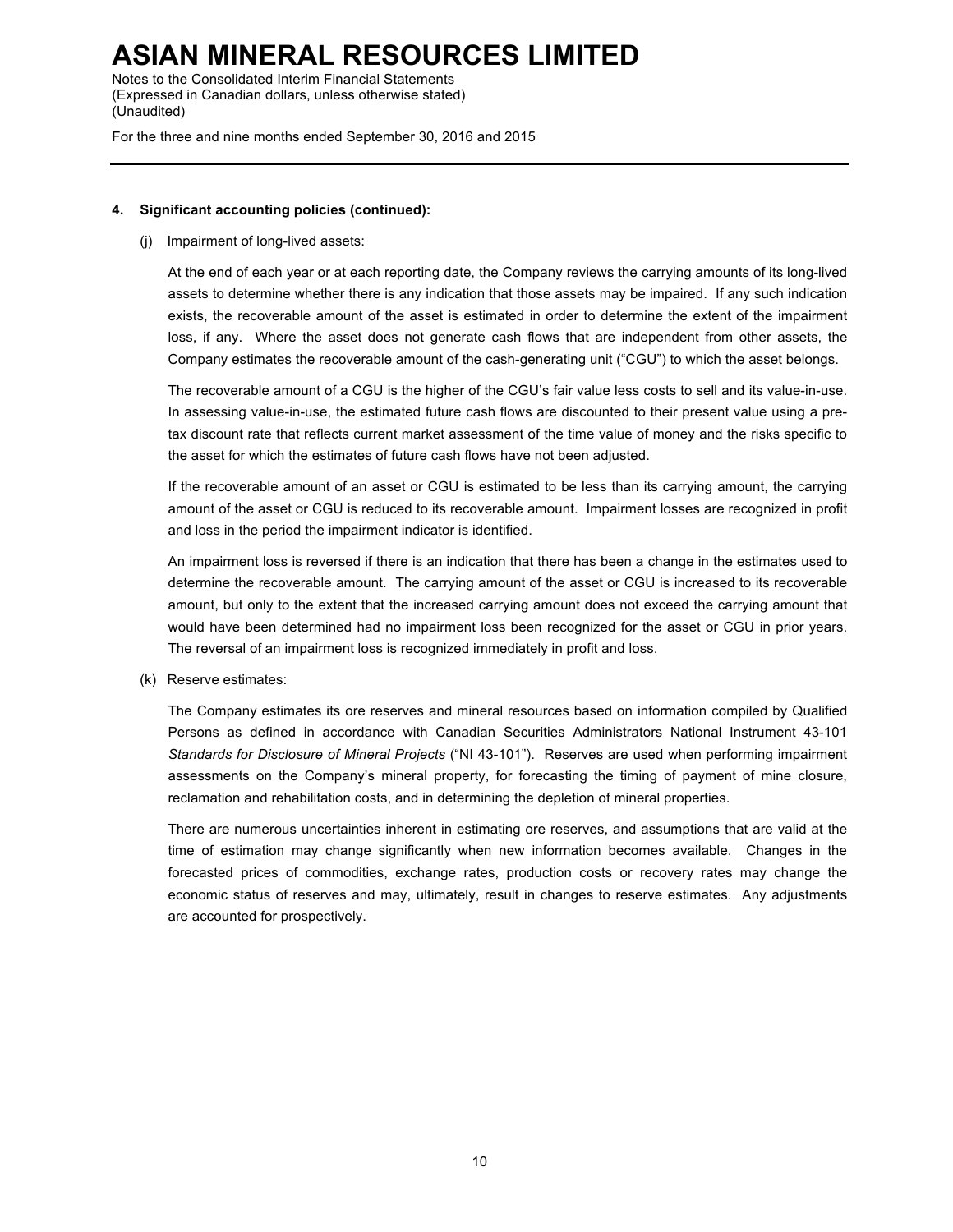**4. Significant accounting policies (continued):**

(j) Impairment of long-lived assets:

At the end of each year or at each reporting date, the Company reviews the carrying amounts of its long-lived assets to determine whether there is any indication that those assets may be impaired. If any such indication exists, the recoverable amount of the asset is estimated in order to determine the extent of the impairment loss, if any. Where the asset does not generate cash flows that are independent from other assets, the Company estimates the recoverable amount of the cash-generating unit ("CGU") to which the asset belongs.

The recoverable amount of a CGU is the higher of the CGU's fair value less costs to sell and its value-in-use. In assessing value-in-use, the estimated future cash flows are discounted to their present value using a pre-tax discount rate that reflects current market assessment of the time value of money and the risks specific to the asset for which the estimates of future cash flows have not been adjusted.

If the recoverable amount of an asset or CGU is estimated to be less than its carrying amount, the carrying amount of the asset or CGU is reduced to its recoverable amount. Impairment losses are recognized in profit and loss in the period the impairment indicator is identified.

An impairment loss is reversed if there is an indication that there has been a change in the estimates used to determine the recoverable amount. The carrying amount of the asset or CGU is increased to its recoverable amount, but only to the extent that the increased carrying amount does not exceed the carrying amount that would have been determined had no impairment loss been recognized for the asset or CGU in prior years. The reversal of an impairment loss is recognized immediately in profit and loss.

(k) Reserve estimates:

The Company estimates its ore reserves and mineral resources based on information compiled by Qualified Persons as defined in accordance with Canadian Securities Administrators National Instrument 43-101 *Standards for Disclosure of Mineral Projects* ("NI 43-101"). Reserves are used when performing impairment assessments on the Company's mineral property, for forecasting the timing of payment of mine closure, reclamation and rehabilitation costs, and in determining the depletion of mineral properties.

There are numerous uncertainties inherent in estimating ore reserves, and assumptions that are valid at the time of estimation may change significantly when new information becomes available. Changes in the forecasted prices of commodities, exchange rates, production costs or recovery rates may change the economic status of reserves and may, ultimately, result in changes to reserve estimates. Any adjustments are accounted for prospectively.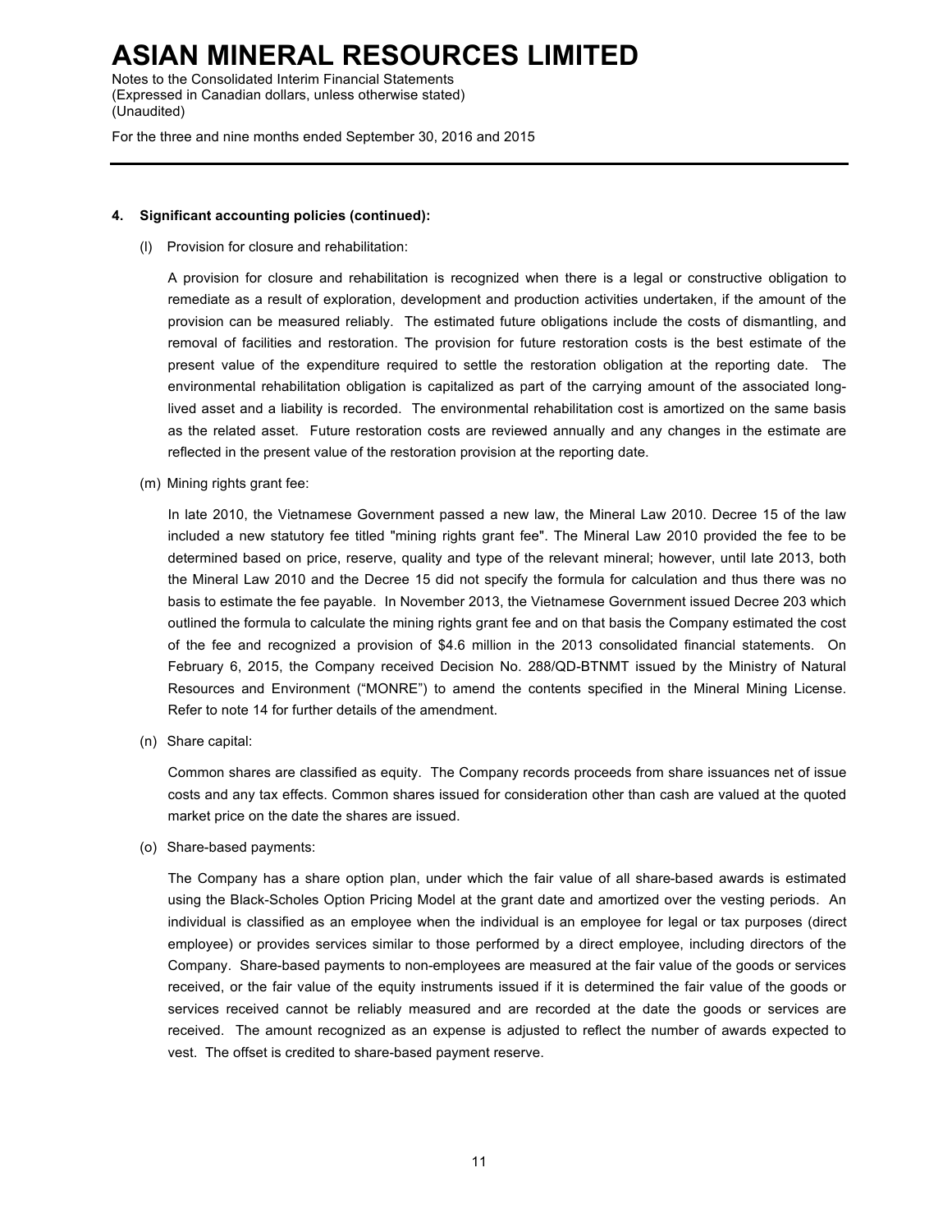**4. Significant accounting policies (continued):**

(l) Provision for closure and rehabilitation:

A provision for closure and rehabilitation is recognized when there is a legal or constructive obligation to remediate as a result of exploration, development and production activities undertaken, if the amount of the provision can be measured reliably. The estimated future obligations include the costs of dismantling, and removal of facilities and restoration. The provision for future restoration costs is the best estimate of the present value of the expenditure required to settle the restoration obligation at the reporting date. The environmental rehabilitation obligation is capitalized as part of the carrying amount of the associated long-lived asset and a liability is recorded. The environmental rehabilitation cost is amortized on the same basis as the related asset. Future restoration costs are reviewed annually and any changes in the estimate are reflected in the present value of the restoration provision at the reporting date.

(m) Mining rights grant fee:

In late 2010, the Vietnamese Government passed a new law, the Mineral Law 2010. Decree 15 of the law included a new statutory fee titled "mining rights grant fee". The Mineral Law 2010 provided the fee to be determined based on price, reserve, quality and type of the relevant mineral; however, until late 2013, both the Mineral Law 2010 and the Decree 15 did not specify the formula for calculation and thus there was no basis to estimate the fee payable. In November 2013, the Vietnamese Government issued Decree 203 which outlined the formula to calculate the mining rights grant fee and on that basis the Company estimated the cost of the fee and recognized a provision of $4.6 million in the 2013 consolidated financial statements. On February 6, 2015, the Company received Decision No. 288/QD-BTNMT issued by the Ministry of Natural Resources and Environment ("MONRE") to amend the contents specified in the Mineral Mining License. Refer to note 14 for further details of the amendment.

(n) Share capital:

Common shares are classified as equity. The Company records proceeds from share issuances net of issue costs and any tax effects. Common shares issued for consideration other than cash are valued at the quoted market price on the date the shares are issued.

(o) Share-based payments:

The Company has a share option plan, under which the fair value of all share-based awards is estimated using the Black-Scholes Option Pricing Model at the grant date and amortized over the vesting periods. An individual is classified as an employee when the individual is an employee for legal or tax purposes (direct employee) or provides services similar to those performed by a direct employee, including directors of the Company. Share-based payments to non-employees are measured at the fair value of the goods or services received, or the fair value of the equity instruments issued if it is determined the fair value of the goods or services received cannot be reliably measured and are recorded at the date the goods or services are received. The amount recognized as an expense is adjusted to reflect the number of awards expected to vest. The offset is credited to share-based payment reserve.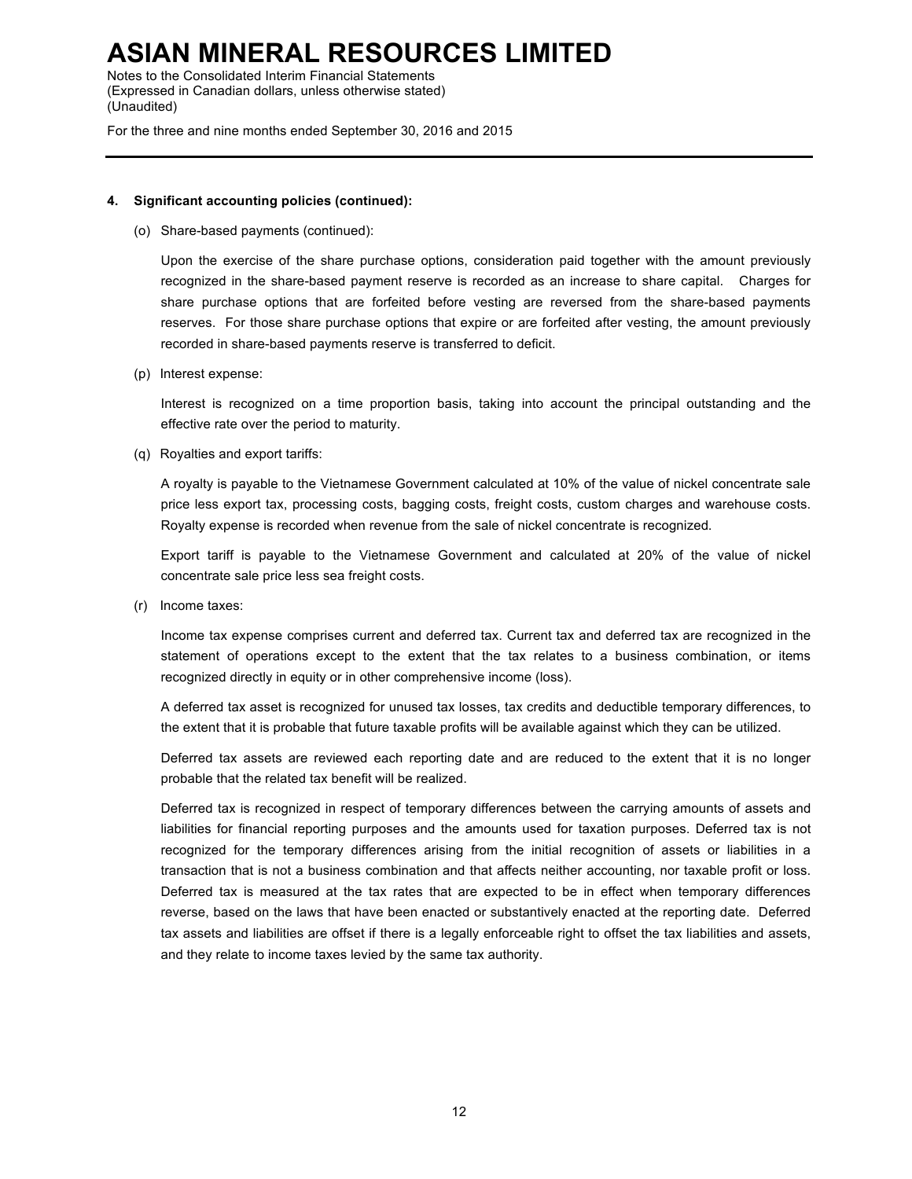#### 4. Significant accounting policies (continued):

(o) Share-based payments (continued):

Upon the exercise of the share purchase options, consideration paid together with the amount previously recognized in the share-based payment reserve is recorded as an increase to share capital. Charges for share purchase options that are forfeited before vesting are reversed from the share-based payments reserves. For those share purchase options that expire or are forfeited after vesting, the amount previously recorded in share-based payments reserve is transferred to deficit.

(p) Interest expense:

Interest is recognized on a time proportion basis, taking into account the principal outstanding and the effective rate over the period to maturity.

(q) Royalties and export tariffs:

A royalty is payable to the Vietnamese Government calculated at 10% of the value of nickel concentrate sale price less export tax, processing costs, bagging costs, freight costs, custom charges and warehouse costs. Royalty expense is recorded when revenue from the sale of nickel concentrate is recognized.

Export tariff is payable to the Vietnamese Government and calculated at 20% of the value of nickel concentrate sale price less sea freight costs.

(r) Income taxes:

Income tax expense comprises current and deferred tax. Current tax and deferred tax are recognized in the statement of operations except to the extent that the tax relates to a business combination, or items recognized directly in equity or in other comprehensive income (loss).

A deferred tax asset is recognized for unused tax losses, tax credits and deductible temporary differences, to the extent that it is probable that future taxable profits will be available against which they can be utilized.

Deferred tax assets are reviewed each reporting date and are reduced to the extent that it is no longer probable that the related tax benefit will be realized.

Deferred tax is recognized in respect of temporary differences between the carrying amounts of assets and liabilities for financial reporting purposes and the amounts used for taxation purposes. Deferred tax is not recognized for the temporary differences arising from the initial recognition of assets or liabilities in a transaction that is not a business combination and that affects neither accounting, nor taxable profit or loss. Deferred tax is measured at the tax rates that are expected to be in effect when temporary differences reverse, based on the laws that have been enacted or substantively enacted at the reporting date. Deferred tax assets and liabilities are offset if there is a legally enforceable right to offset the tax liabilities and assets, and they relate to income taxes levied by the same tax authority.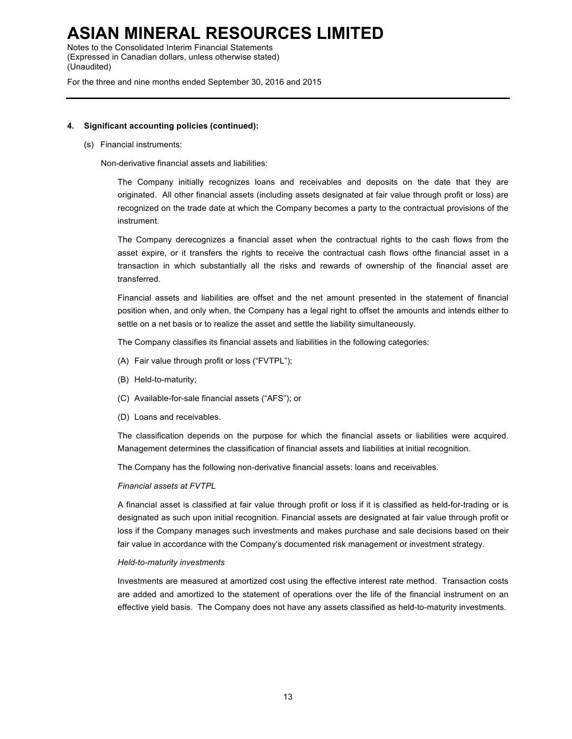**4. Significant accounting policies (continued):**

(s) Financial instruments:

Non-derivative financial assets and liabilities:

The Company initially recognizes loans and receivables and deposits on the date that they are originated. All other financial assets (including assets designated at fair value through profit or loss) are recognized on the trade date at which the Company becomes a party to the contractual provisions of the instrument.

The Company derecognizes a financial asset when the contractual rights to the cash flows from the asset expire, or it transfers the rights to receive the contractual cash flows ofthe financial asset in a transaction in which substantially all the risks and rewards of ownership of the financial asset are transferred.

Financial assets and liabilities are offset and the net amount presented in the statement of financial position when, and only when, the Company has a legal right to offset the amounts and intends either to settle on a net basis or to realize the asset and settle the liability simultaneously.

The Company classifies its financial assets and liabilities in the following categories:

(A) Fair value through profit or loss ("FVTPL");

(B) Held-to-maturity;

(C) Available-for-sale financial assets ("AFS"); or

(D) Loans and receivables.

The classification depends on the purpose for which the financial assets or liabilities were acquired. Management determines the classification of financial assets and liabilities at initial recognition.

The Company has the following non-derivative financial assets: loans and receivables.

*Financial assets at FVTPL*

A financial asset is classified at fair value through profit or loss if it is classified as held-for-trading or is designated as such upon initial recognition. Financial assets are designated at fair value through profit or loss if the Company manages such investments and makes purchase and sale decisions based on their fair value in accordance with the Company's documented risk management or investment strategy.

*Held-to-maturity investments*

Investments are measured at amortized cost using the effective interest rate method. Transaction costs are added and amortized to the statement of operations over the life of the financial instrument on an effective yield basis. The Company does not have any assets classified as held-to-maturity investments.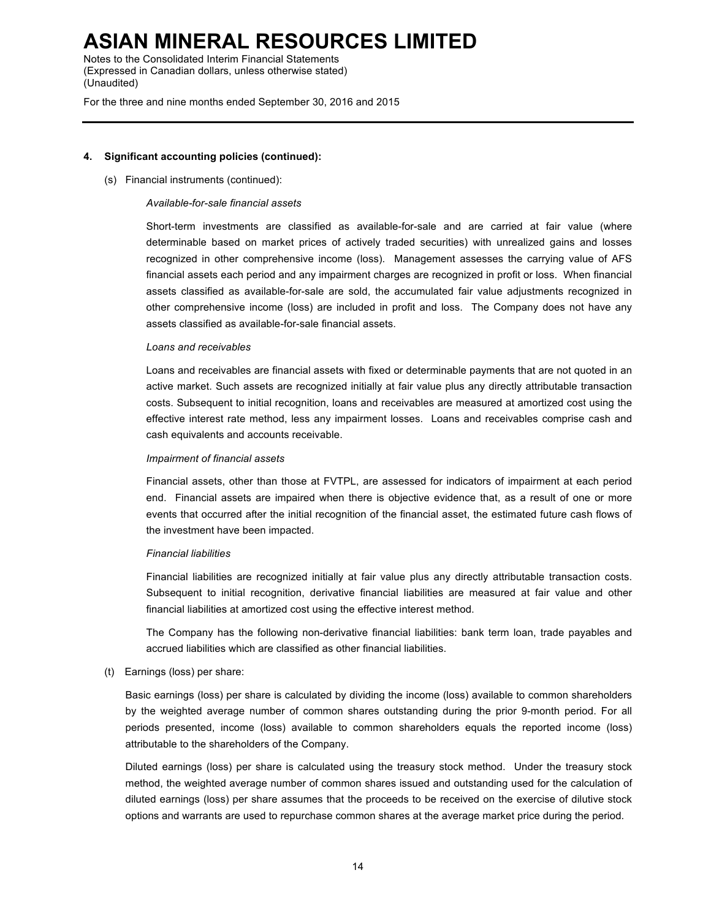**4. Significant accounting policies (continued):**

(s) Financial instruments (continued):

*Available-for-sale financial assets*

Short-term investments are classified as available-for-sale and are carried at fair value (where determinable based on market prices of actively traded securities) with unrealized gains and losses recognized in other comprehensive income (loss). Management assesses the carrying value of AFS financial assets each period and any impairment charges are recognized in profit or loss. When financial assets classified as available-for-sale are sold, the accumulated fair value adjustments recognized in other comprehensive income (loss) are included in profit and loss. The Company does not have any assets classified as available-for-sale financial assets.

*Loans and receivables*

Loans and receivables are financial assets with fixed or determinable payments that are not quoted in an active market. Such assets are recognized initially at fair value plus any directly attributable transaction costs. Subsequent to initial recognition, loans and receivables are measured at amortized cost using the effective interest rate method, less any impairment losses. Loans and receivables comprise cash and cash equivalents and accounts receivable.

*Impairment of financial assets*

Financial assets, other than those at FVTPL, are assessed for indicators of impairment at each period end. Financial assets are impaired when there is objective evidence that, as a result of one or more events that occurred after the initial recognition of the financial asset, the estimated future cash flows of the investment have been impacted.

*Financial liabilities*

Financial liabilities are recognized initially at fair value plus any directly attributable transaction costs. Subsequent to initial recognition, derivative financial liabilities are measured at fair value and other financial liabilities at amortized cost using the effective interest method.

The Company has the following non-derivative financial liabilities: bank term loan, trade payables and accrued liabilities which are classified as other financial liabilities.

(t) Earnings (loss) per share:

Basic earnings (loss) per share is calculated by dividing the income (loss) available to common shareholders by the weighted average number of common shares outstanding during the prior 9-month period. For all periods presented, income (loss) available to common shareholders equals the reported income (loss) attributable to the shareholders of the Company.

Diluted earnings (loss) per share is calculated using the treasury stock method. Under the treasury stock method, the weighted average number of common shares issued and outstanding used for the calculation of diluted earnings (loss) per share assumes that the proceeds to be received on the exercise of dilutive stock options and warrants are used to repurchase common shares at the average market price during the period.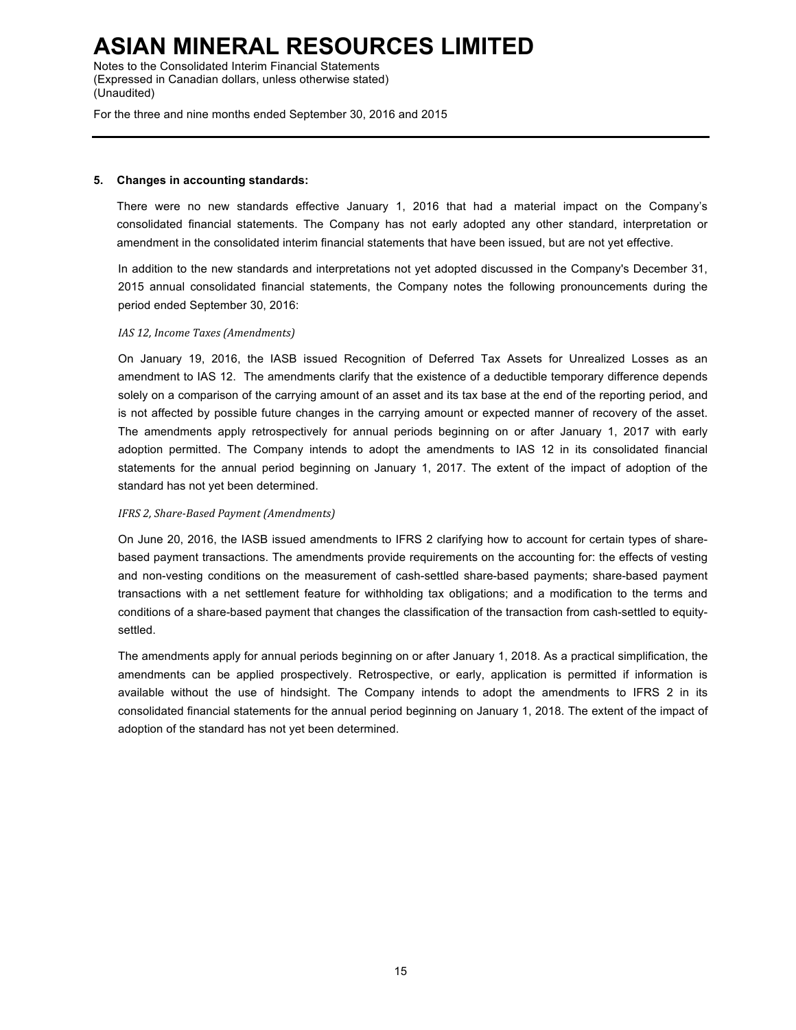## 5. Changes in accounting standards:

There were no new standards effective January 1, 2016 that had a material impact on the Company's consolidated financial statements. The Company has not early adopted any other standard, interpretation or amendment in the consolidated interim financial statements that have been issued, but are not yet effective.

In addition to the new standards and interpretations not yet adopted discussed in the Company's December 31, 2015 annual consolidated financial statements, the Company notes the following pronouncements during the period ended September 30, 2016:

*IAS 12, Income Taxes (Amendments)*

On January 19, 2016, the IASB issued Recognition of Deferred Tax Assets for Unrealized Losses as an amendment to IAS 12. The amendments clarify that the existence of a deductible temporary difference depends solely on a comparison of the carrying amount of an asset and its tax base at the end of the reporting period, and is not affected by possible future changes in the carrying amount or expected manner of recovery of the asset. The amendments apply retrospectively for annual periods beginning on or after January 1, 2017 with early adoption permitted. The Company intends to adopt the amendments to IAS 12 in its consolidated financial statements for the annual period beginning on January 1, 2017. The extent of the impact of adoption of the standard has not yet been determined.

*IFRS 2, Share-Based Payment (Amendments)*

On June 20, 2016, the IASB issued amendments to IFRS 2 clarifying how to account for certain types of share-based payment transactions. The amendments provide requirements on the accounting for: the effects of vesting and non-vesting conditions on the measurement of cash-settled share-based payments; share-based payment transactions with a net settlement feature for withholding tax obligations; and a modification to the terms and conditions of a share-based payment that changes the classification of the transaction from cash-settled to equity-settled.

The amendments apply for annual periods beginning on or after January 1, 2018. As a practical simplification, the amendments can be applied prospectively. Retrospective, or early, application is permitted if information is available without the use of hindsight. The Company intends to adopt the amendments to IFRS 2 in its consolidated financial statements for the annual period beginning on January 1, 2018. The extent of the impact of adoption of the standard has not yet been determined.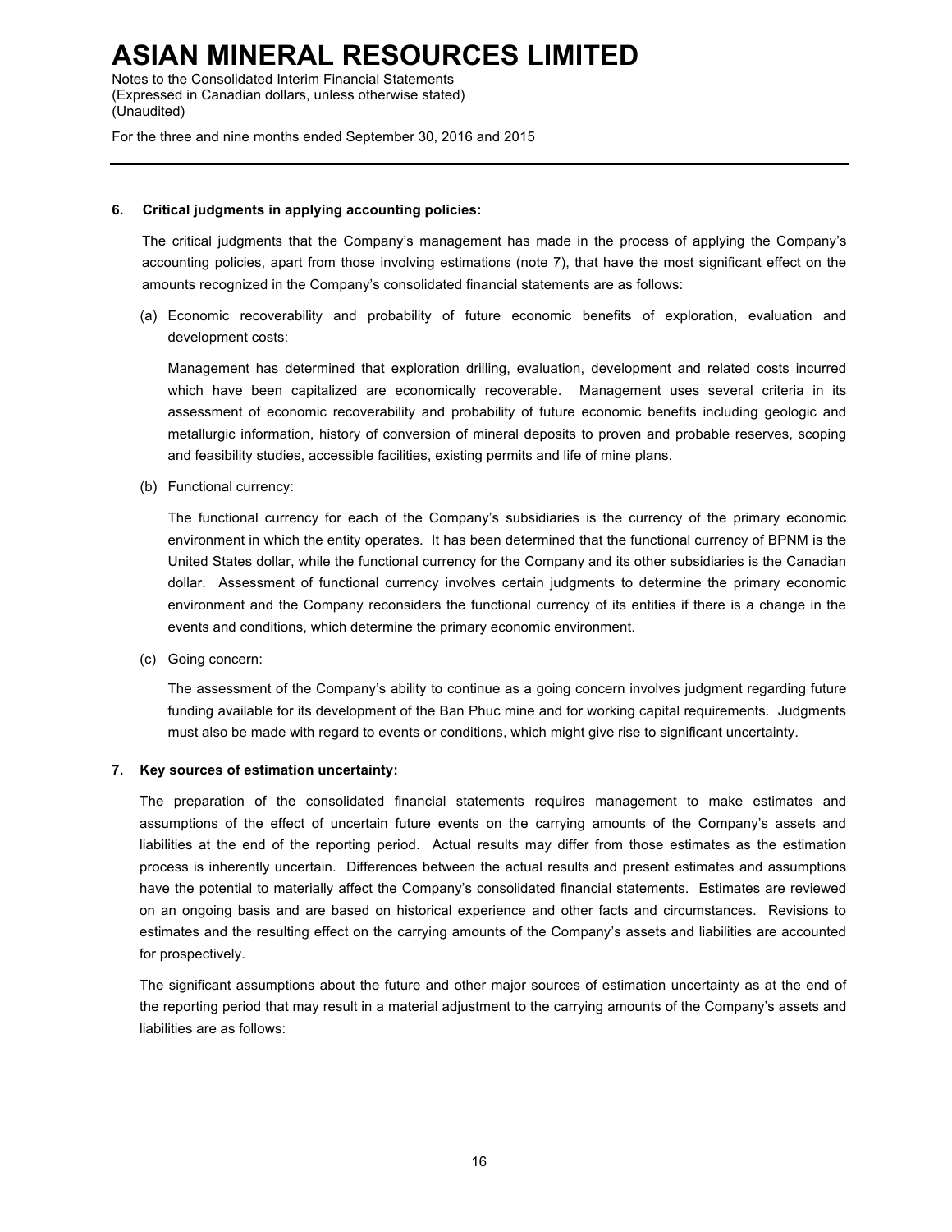**6. Critical judgments in applying accounting policies:**

The critical judgments that the Company's management has made in the process of applying the Company's accounting policies, apart from those involving estimations (note 7), that have the most significant effect on the amounts recognized in the Company's consolidated financial statements are as follows:

(a) Economic recoverability and probability of future economic benefits of exploration, evaluation and development costs:

Management has determined that exploration drilling, evaluation, development and related costs incurred which have been capitalized are economically recoverable. Management uses several criteria in its assessment of economic recoverability and probability of future economic benefits including geologic and metallurgic information, history of conversion of mineral deposits to proven and probable reserves, scoping and feasibility studies, accessible facilities, existing permits and life of mine plans.

(b) Functional currency:

The functional currency for each of the Company's subsidiaries is the currency of the primary economic environment in which the entity operates. It has been determined that the functional currency of BPNM is the United States dollar, while the functional currency for the Company and its other subsidiaries is the Canadian dollar. Assessment of functional currency involves certain judgments to determine the primary economic environment and the Company reconsiders the functional currency of its entities if there is a change in the events and conditions, which determine the primary economic environment.

(c) Going concern:

The assessment of the Company's ability to continue as a going concern involves judgment regarding future funding available for its development of the Ban Phuc mine and for working capital requirements. Judgments must also be made with regard to events or conditions, which might give rise to significant uncertainty.

**7. Key sources of estimation uncertainty:**

The preparation of the consolidated financial statements requires management to make estimates and assumptions of the effect of uncertain future events on the carrying amounts of the Company's assets and liabilities at the end of the reporting period. Actual results may differ from those estimates as the estimation process is inherently uncertain. Differences between the actual results and present estimates and assumptions have the potential to materially affect the Company's consolidated financial statements. Estimates are reviewed on an ongoing basis and are based on historical experience and other facts and circumstances. Revisions to estimates and the resulting effect on the carrying amounts of the Company's assets and liabilities are accounted for prospectively.

The significant assumptions about the future and other major sources of estimation uncertainty as at the end of the reporting period that may result in a material adjustment to the carrying amounts of the Company's assets and liabilities are as follows: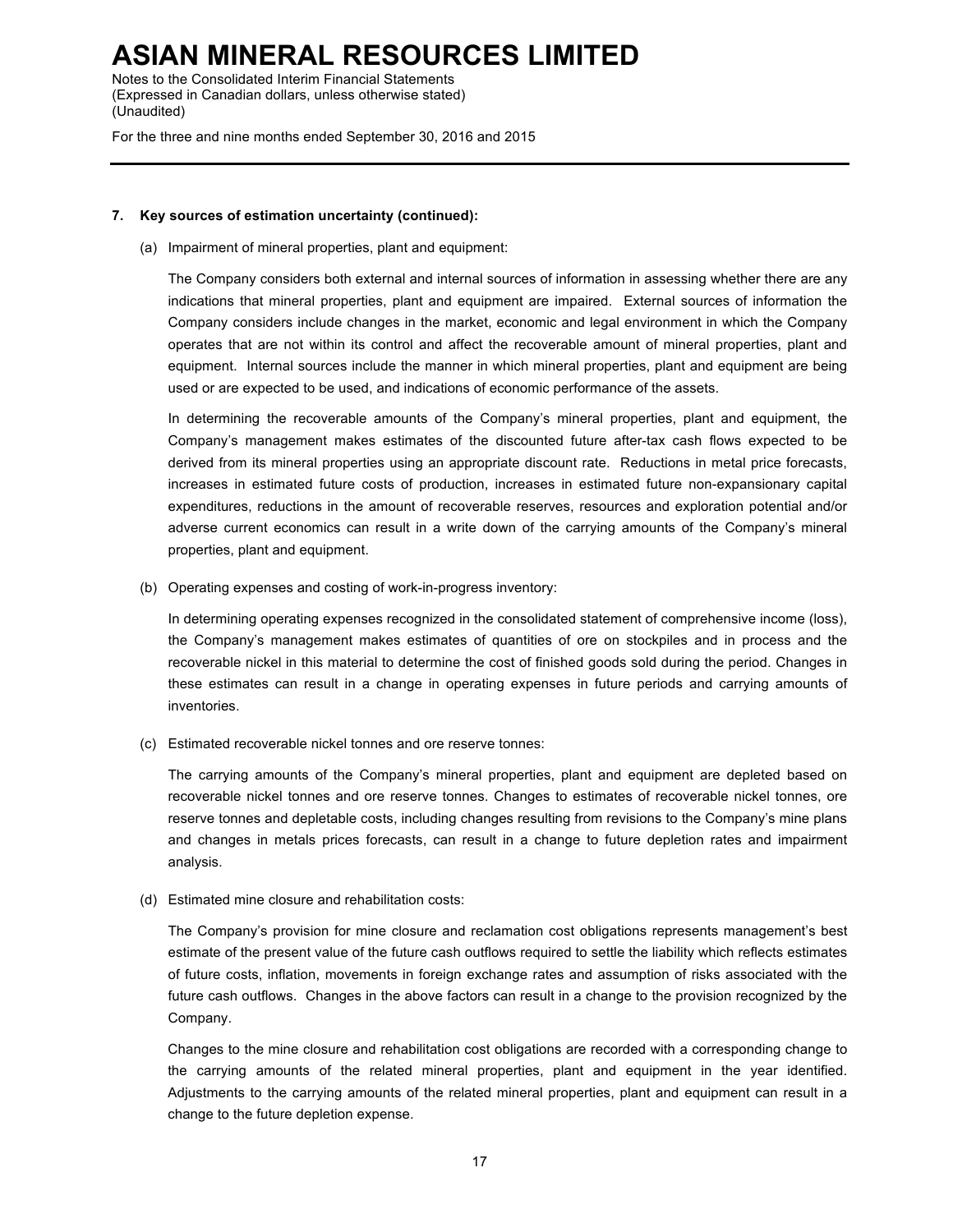## 7. Key sources of estimation uncertainty (continued):

(a) Impairment of mineral properties, plant and equipment:

The Company considers both external and internal sources of information in assessing whether there are any indications that mineral properties, plant and equipment are impaired. External sources of information the Company considers include changes in the market, economic and legal environment in which the Company operates that are not within its control and affect the recoverable amount of mineral properties, plant and equipment. Internal sources include the manner in which mineral properties, plant and equipment are being used or are expected to be used, and indications of economic performance of the assets.

In determining the recoverable amounts of the Company's mineral properties, plant and equipment, the Company's management makes estimates of the discounted future after-tax cash flows expected to be derived from its mineral properties using an appropriate discount rate. Reductions in metal price forecasts, increases in estimated future costs of production, increases in estimated future non-expansionary capital expenditures, reductions in the amount of recoverable reserves, resources and exploration potential and/or adverse current economics can result in a write down of the carrying amounts of the Company's mineral properties, plant and equipment.

(b) Operating expenses and costing of work-in-progress inventory:

In determining operating expenses recognized in the consolidated statement of comprehensive income (loss), the Company's management makes estimates of quantities of ore on stockpiles and in process and the recoverable nickel in this material to determine the cost of finished goods sold during the period. Changes in these estimates can result in a change in operating expenses in future periods and carrying amounts of inventories.

(c) Estimated recoverable nickel tonnes and ore reserve tonnes:

The carrying amounts of the Company's mineral properties, plant and equipment are depleted based on recoverable nickel tonnes and ore reserve tonnes. Changes to estimates of recoverable nickel tonnes, ore reserve tonnes and depletable costs, including changes resulting from revisions to the Company's mine plans and changes in metals prices forecasts, can result in a change to future depletion rates and impairment analysis.

(d) Estimated mine closure and rehabilitation costs:

The Company's provision for mine closure and reclamation cost obligations represents management's best estimate of the present value of the future cash outflows required to settle the liability which reflects estimates of future costs, inflation, movements in foreign exchange rates and assumption of risks associated with the future cash outflows. Changes in the above factors can result in a change to the provision recognized by the Company.

Changes to the mine closure and rehabilitation cost obligations are recorded with a corresponding change to the carrying amounts of the related mineral properties, plant and equipment in the year identified. Adjustments to the carrying amounts of the related mineral properties, plant and equipment can result in a change to the future depletion expense.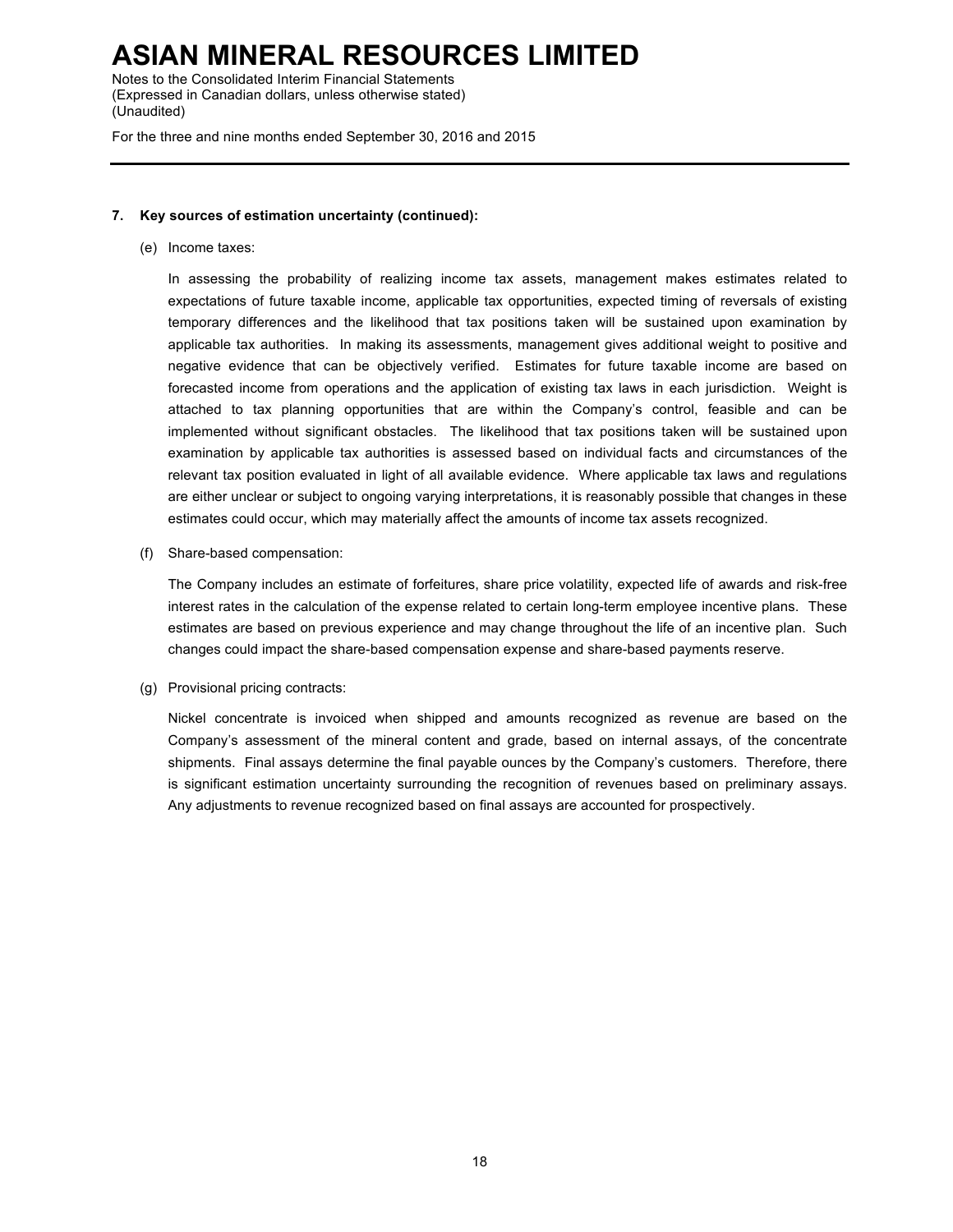## 7. Key sources of estimation uncertainty (continued):

(e) Income taxes:

In assessing the probability of realizing income tax assets, management makes estimates related to expectations of future taxable income, applicable tax opportunities, expected timing of reversals of existing temporary differences and the likelihood that tax positions taken will be sustained upon examination by applicable tax authorities. In making its assessments, management gives additional weight to positive and negative evidence that can be objectively verified. Estimates for future taxable income are based on forecasted income from operations and the application of existing tax laws in each jurisdiction. Weight is attached to tax planning opportunities that are within the Company's control, feasible and can be implemented without significant obstacles. The likelihood that tax positions taken will be sustained upon examination by applicable tax authorities is assessed based on individual facts and circumstances of the relevant tax position evaluated in light of all available evidence. Where applicable tax laws and regulations are either unclear or subject to ongoing varying interpretations, it is reasonably possible that changes in these estimates could occur, which may materially affect the amounts of income tax assets recognized.

(f) Share-based compensation:

The Company includes an estimate of forfeitures, share price volatility, expected life of awards and risk-free interest rates in the calculation of the expense related to certain long-term employee incentive plans. These estimates are based on previous experience and may change throughout the life of an incentive plan. Such changes could impact the share-based compensation expense and share-based payments reserve.

(g) Provisional pricing contracts:

Nickel concentrate is invoiced when shipped and amounts recognized as revenue are based on the Company's assessment of the mineral content and grade, based on internal assays, of the concentrate shipments. Final assays determine the final payable ounces by the Company's customers. Therefore, there is significant estimation uncertainty surrounding the recognition of revenues based on preliminary assays. Any adjustments to revenue recognized based on final assays are accounted for prospectively.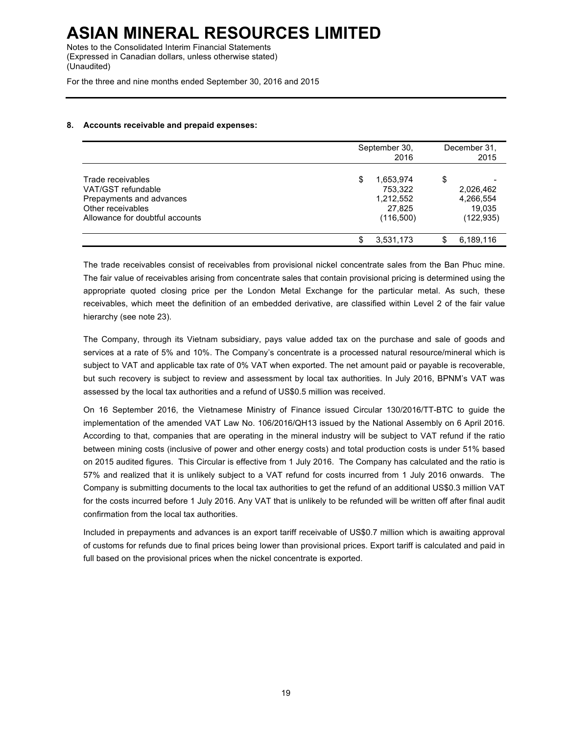### 8. Accounts receivable and prepaid expenses:

| | September 30, 2016 | December 31, 2015 |
|---|---|---|
| Trade receivables | $ 1,653,974 | $ - |
| VAT/GST refundable | 753,322 | 2,026,462 |
| Prepayments and advances | 1,212,552 | 4,266,554 |
| Other receivables | 27,825 | 19,035 |
| Allowance for doubtful accounts | (116,500) | (122,935) |
| | $ 3,531,173 | $ 6,189,116 |

The trade receivables consist of receivables from provisional nickel concentrate sales from the Ban Phuc mine. The fair value of receivables arising from concentrate sales that contain provisional pricing is determined using the appropriate quoted closing price per the London Metal Exchange for the particular metal. As such, these receivables, which meet the definition of an embedded derivative, are classified within Level 2 of the fair value hierarchy (see note 23).

The Company, through its Vietnam subsidiary, pays value added tax on the purchase and sale of goods and services at a rate of 5% and 10%. The Company's concentrate is a processed natural resource/mineral which is subject to VAT and applicable tax rate of 0% VAT when exported. The net amount paid or payable is recoverable, but such recovery is subject to review and assessment by local tax authorities. In July 2016, BPNM's VAT was assessed by the local tax authorities and a refund of US$0.5 million was received.

On 16 September 2016, the Vietnamese Ministry of Finance issued Circular 130/2016/TT-BTC to guide the implementation of the amended VAT Law No. 106/2016/QH13 issued by the National Assembly on 6 April 2016. According to that, companies that are operating in the mineral industry will be subject to VAT refund if the ratio between mining costs (inclusive of power and other energy costs) and total production costs is under 51% based on 2015 audited figures. This Circular is effective from 1 July 2016. The Company has calculated and the ratio is 57% and realized that it is unlikely subject to a VAT refund for costs incurred from 1 July 2016 onwards. The Company is submitting documents to the local tax authorities to get the refund of an additional US$0.3 million VAT for the costs incurred before 1 July 2016. Any VAT that is unlikely to be refunded will be written off after final audit confirmation from the local tax authorities.

Included in prepayments and advances is an export tariff receivable of US$0.7 million which is awaiting approval of customs for refunds due to final prices being lower than provisional prices. Export tariff is calculated and paid in full based on the provisional prices when the nickel concentrate is exported.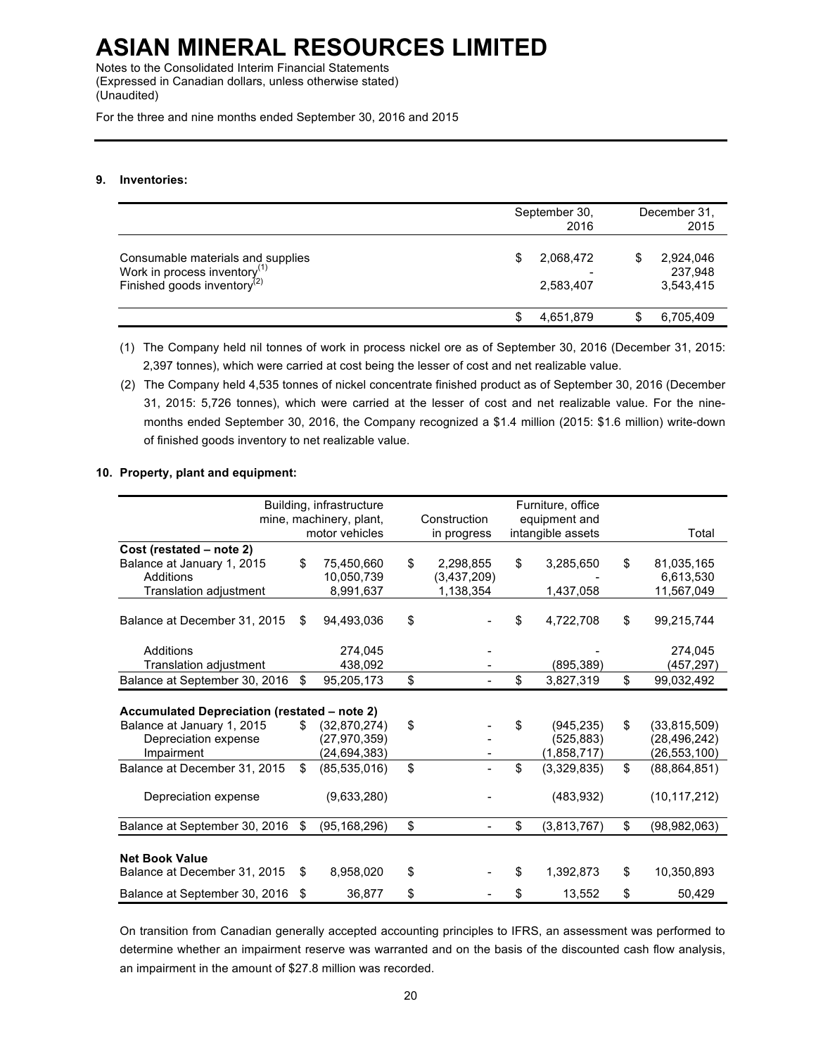# ASIAN MINERAL RESOURCES LIMITED

Notes to the Consolidated Interim Financial Statements
(Expressed in Canadian dollars, unless otherwise stated)
(Unaudited)

For the three and nine months ended September 30, 2016 and 2015

**9. Inventories:**

| | September 30, 2016 | December 31, 2015 |
|---|---|---|
| Consumable materials and supplies | $ 2,068,472 | $ 2,924,046 |
| Work in process inventory[(1)] | - | 237,948 |
| Finished goods inventory[(2)] | 2,583,407 | 3,543,415 |
| | $ 4,651,879 | $ 6,705,409 |

(1) The Company held nil tonnes of work in process nickel ore as of September 30, 2016 (December 31, 2015: 2,397 tonnes), which were carried at cost being the lesser of cost and net realizable value.

(2) The Company held 4,535 tonnes of nickel concentrate finished product as of September 30, 2016 (December 31, 2015: 5,726 tonnes), which were carried at the lesser of cost and net realizable value. For the nine-months ended September 30, 2016, the Company recognized a $1.4 million (2015: $1.6 million) write-down of finished goods inventory to net realizable value.

**10. Property, plant and equipment:**

| | Building, infrastructure mine, machinery, plant, motor vehicles | Construction in progress | Furniture, office equipment and intangible assets | Total |
|---|---|---|---|---|
| **Cost (restated – note 2)** | | | | |
| Balance at January 1, 2015 | $ 75,450,660 | $ 2,298,855 | $ 3,285,650 | $ 81,035,165 |
| Additions | 10,050,739 | (3,437,209) | - | 6,613,530 |
| Translation adjustment | 8,991,637 | 1,138,354 | 1,437,058 | 11,567,049 |
| Balance at December 31, 2015 | $ 94,493,036 | $ - | $ 4,722,708 | $ 99,215,744 |
| Additions | 274,045 | - | - | 274,045 |
| Translation adjustment | 438,092 | - | (895,389) | (457,297) |
| Balance at September 30, 2016 | $ 95,205,173 | $ - | $ 3,827,319 | $ 99,032,492 |
| **Accumulated Depreciation (restated – note 2)** | | | | |
| Balance at January 1, 2015 | $ (32,870,274) | $ - | $ (945,235) | $ (33,815,509) |
| Depreciation expense | (27,970,359) | - | (525,883) | (28,496,242) |
| Impairment | (24,694,383) | - | (1,858,717) | (26,553,100) |
| Balance at December 31, 2015 | $ (85,535,016) | $ - | $ (3,329,835) | $ (88,864,851) |
| Depreciation expense | (9,633,280) | - | (483,932) | (10,117,212) |
| Balance at September 30, 2016 | $ (95,168,296) | $ - | $ (3,813,767) | $ (98,982,063) |
| **Net Book Value** | | | | |
| Balance at December 31, 2015 | $ 8,958,020 | $ - | $ 1,392,873 | $ 10,350,893 |
| Balance at September 30, 2016 | $ 36,877 | $ - | $ 13,552 | $ 50,429 |

On transition from Canadian generally accepted accounting principles to IFRS, an assessment was performed to determine whether an impairment reserve was warranted and on the basis of the discounted cash flow analysis, an impairment in the amount of $27.8 million was recorded.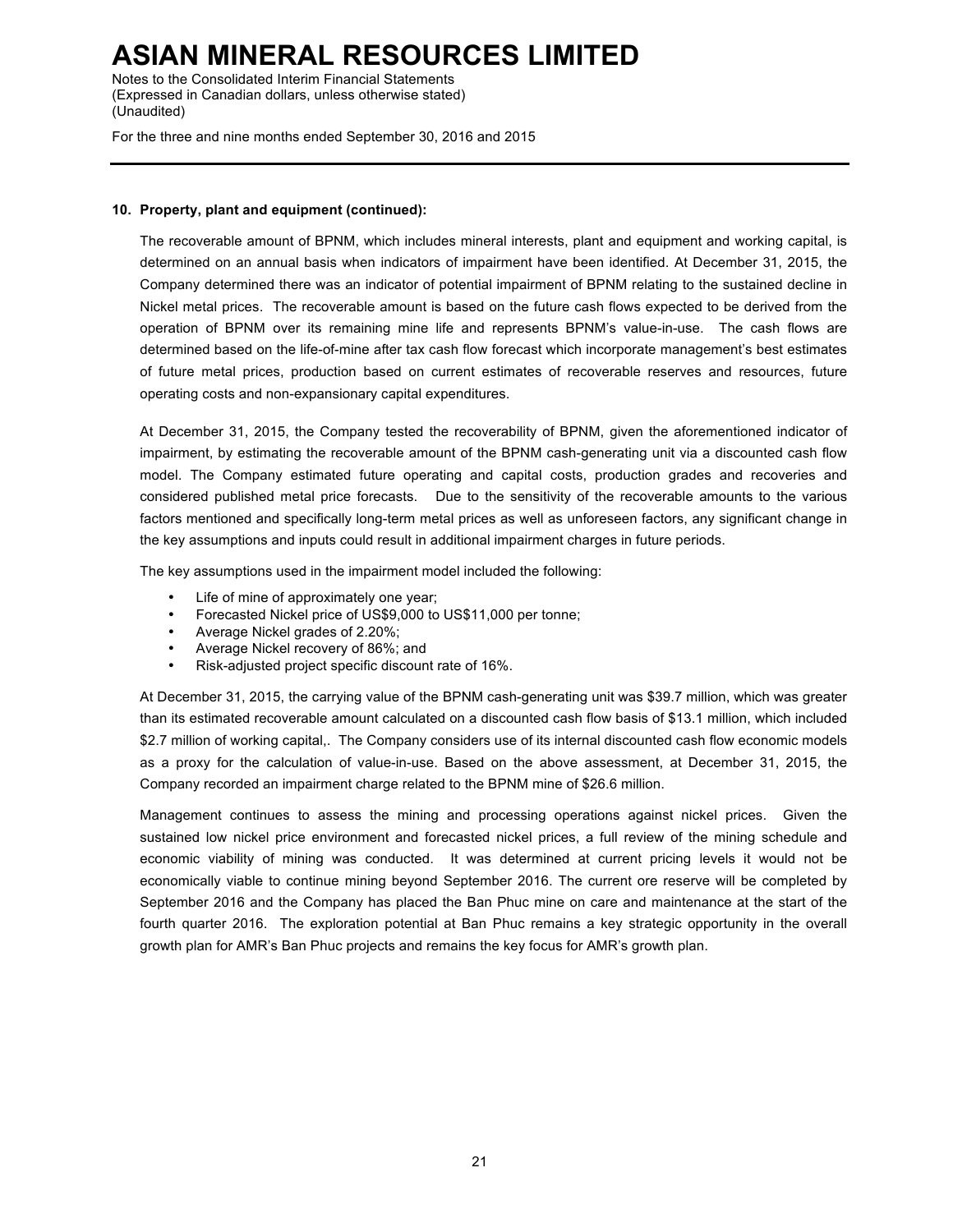**10. Property, plant and equipment (continued):**

The recoverable amount of BPNM, which includes mineral interests, plant and equipment and working capital, is determined on an annual basis when indicators of impairment have been identified. At December 31, 2015, the Company determined there was an indicator of potential impairment of BPNM relating to the sustained decline in Nickel metal prices. The recoverable amount is based on the future cash flows expected to be derived from the operation of BPNM over its remaining mine life and represents BPNM's value-in-use. The cash flows are determined based on the life-of-mine after tax cash flow forecast which incorporate management's best estimates of future metal prices, production based on current estimates of recoverable reserves and resources, future operating costs and non-expansionary capital expenditures.

At December 31, 2015, the Company tested the recoverability of BPNM, given the aforementioned indicator of impairment, by estimating the recoverable amount of the BPNM cash-generating unit via a discounted cash flow model. The Company estimated future operating and capital costs, production grades and recoveries and considered published metal price forecasts. Due to the sensitivity of the recoverable amounts to the various factors mentioned and specifically long-term metal prices as well as unforeseen factors, any significant change in the key assumptions and inputs could result in additional impairment charges in future periods.

The key assumptions used in the impairment model included the following:

- Life of mine of approximately one year;
- Forecasted Nickel price of US$9,000 to US$11,000 per tonne;
- Average Nickel grades of 2.20%;
- Average Nickel recovery of 86%; and
- Risk-adjusted project specific discount rate of 16%.

At December 31, 2015, the carrying value of the BPNM cash-generating unit was $39.7 million, which was greater than its estimated recoverable amount calculated on a discounted cash flow basis of $13.1 million, which included $2.7 million of working capital,. The Company considers use of its internal discounted cash flow economic models as a proxy for the calculation of value-in-use. Based on the above assessment, at December 31, 2015, the Company recorded an impairment charge related to the BPNM mine of $26.6 million.

Management continues to assess the mining and processing operations against nickel prices. Given the sustained low nickel price environment and forecasted nickel prices, a full review of the mining schedule and economic viability of mining was conducted. It was determined at current pricing levels it would not be economically viable to continue mining beyond September 2016. The current ore reserve will be completed by September 2016 and the Company has placed the Ban Phuc mine on care and maintenance at the start of the fourth quarter 2016. The exploration potential at Ban Phuc remains a key strategic opportunity in the overall growth plan for AMR's Ban Phuc projects and remains the key focus for AMR's growth plan.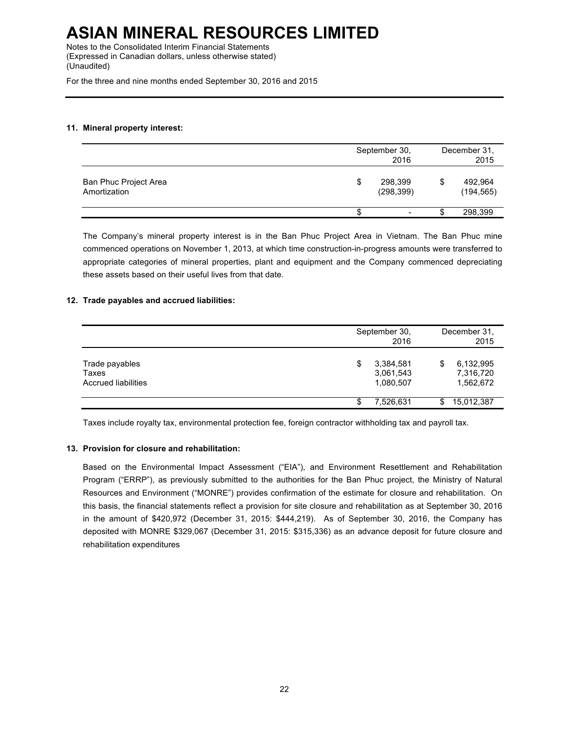# ASIAN MINERAL RESOURCES LIMITED

Notes to the Consolidated Interim Financial Statements
(Expressed in Canadian dollars, unless otherwise stated)
(Unaudited)

For the three and nine months ended September 30, 2016 and 2015

### 11. Mineral property interest:

| | September 30, 2016 | December 31, 2015 |
|---|---|---|
| Ban Phuc Project Area | $ 298,399 | $ 492,964 |
| Amortization | (298,399) | (194,565) |
| | $ - | $ 298,399 |

The Company's mineral property interest is in the Ban Phuc Project Area in Vietnam. The Ban Phuc mine commenced operations on November 1, 2013, at which time construction-in-progress amounts were transferred to appropriate categories of mineral properties, plant and equipment and the Company commenced depreciating these assets based on their useful lives from that date.

### 12. Trade payables and accrued liabilities:

| | September 30, 2016 | December 31, 2015 |
|---|---|---|
| Trade payables | $ 3,384,581 | $ 6,132,995 |
| Taxes | 3,061,543 | 7,316,720 |
| Accrued liabilities | 1,080,507 | 1,562,672 |
| | $ 7,526,631 | $ 15,012,387 |

Taxes include royalty tax, environmental protection fee, foreign contractor withholding tax and payroll tax.

### 13. Provision for closure and rehabilitation:

Based on the Environmental Impact Assessment ("EIA"), and Environment Resettlement and Rehabilitation Program ("ERRP"), as previously submitted to the authorities for the Ban Phuc project, the Ministry of Natural Resources and Environment ("MONRE") provides confirmation of the estimate for closure and rehabilitation. On this basis, the financial statements reflect a provision for site closure and rehabilitation as at September 30, 2016 in the amount of $420,972 (December 31, 2015: $444,219). As of September 30, 2016, the Company has deposited with MONRE $329,067 (December 31, 2015: $315,336) as an advance deposit for future closure and rehabilitation expenditures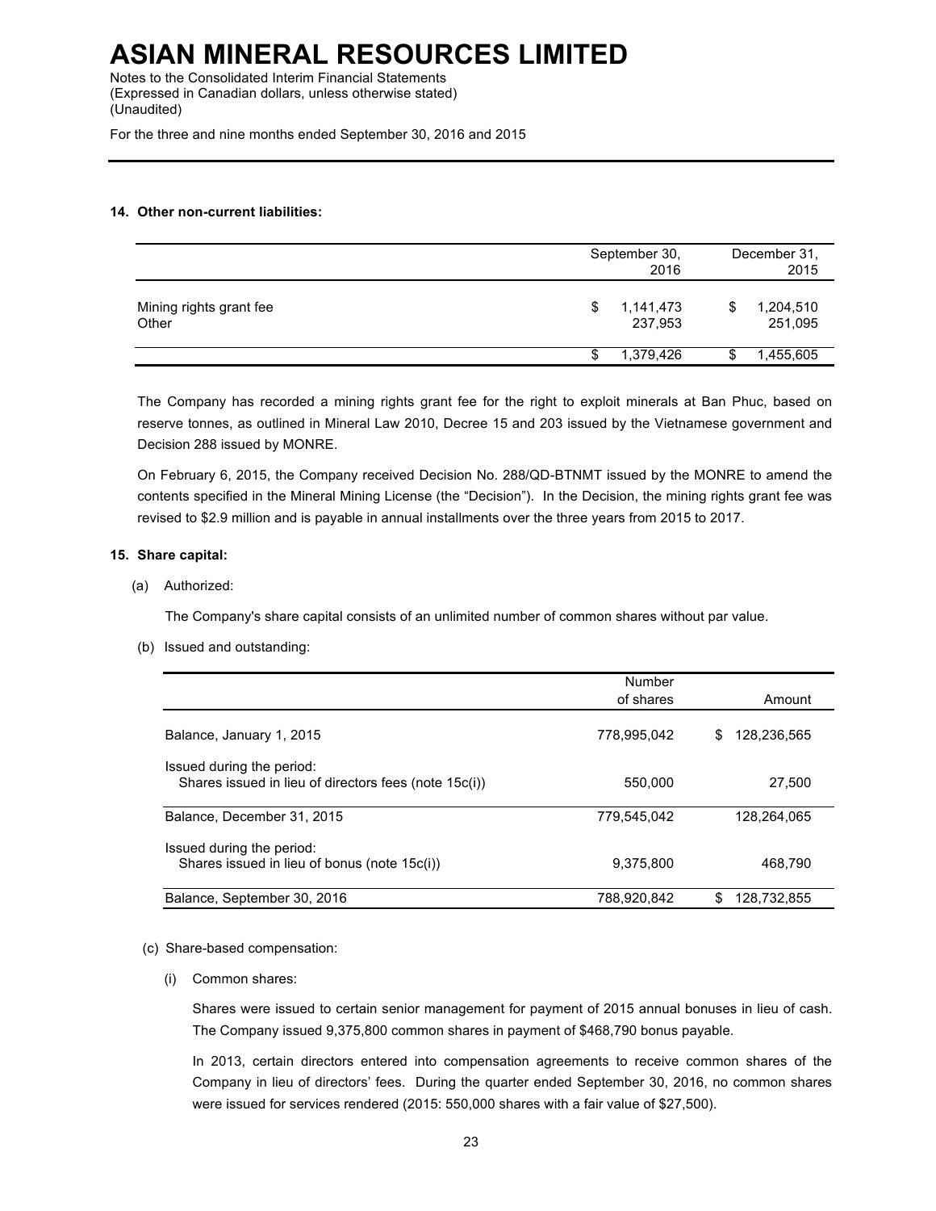### 14. Other non-current liabilities:

| | September 30, 2016 | December 31, 2015 |
|---|---|---|
| Mining rights grant fee | $ 1,141,473 | $ 1,204,510 |
| Other | 237,953 | 251,095 |
| | $ 1,379,426 | $ 1,455,605 |

The Company has recorded a mining rights grant fee for the right to exploit minerals at Ban Phuc, based on reserve tonnes, as outlined in Mineral Law 2010, Decree 15 and 203 issued by the Vietnamese government and Decision 288 issued by MONRE.

On February 6, 2015, the Company received Decision No. 288/QD-BTNMT issued by the MONRE to amend the contents specified in the Mineral Mining License (the "Decision"). In the Decision, the mining rights grant fee was revised to $2.9 million and is payable in annual installments over the three years from 2015 to 2017.

### 15. Share capital:

(a) Authorized:

The Company's share capital consists of an unlimited number of common shares without par value.

(b) Issued and outstanding:

| | Number of shares | Amount |
|---|---|---|
| Balance, January 1, 2015 | 778,995,042 | $ 128,236,565 |
| Issued during the period: | | |
| Shares issued in lieu of directors fees (note 15c(i)) | 550,000 | 27,500 |
| Balance, December 31, 2015 | 779,545,042 | 128,264,065 |
| Issued during the period: | | |
| Shares issued in lieu of bonus (note 15c(i)) | 9,375,800 | 468,790 |
| Balance, September 30, 2016 | 788,920,842 | $ 128,732,855 |

(c) Share-based compensation:

(i) Common shares:

Shares were issued to certain senior management for payment of 2015 annual bonuses in lieu of cash. The Company issued 9,375,800 common shares in payment of $468,790 bonus payable.

In 2013, certain directors entered into compensation agreements to receive common shares of the Company in lieu of directors' fees. During the quarter ended September 30, 2016, no common shares were issued for services rendered (2015: 550,000 shares with a fair value of $27,500).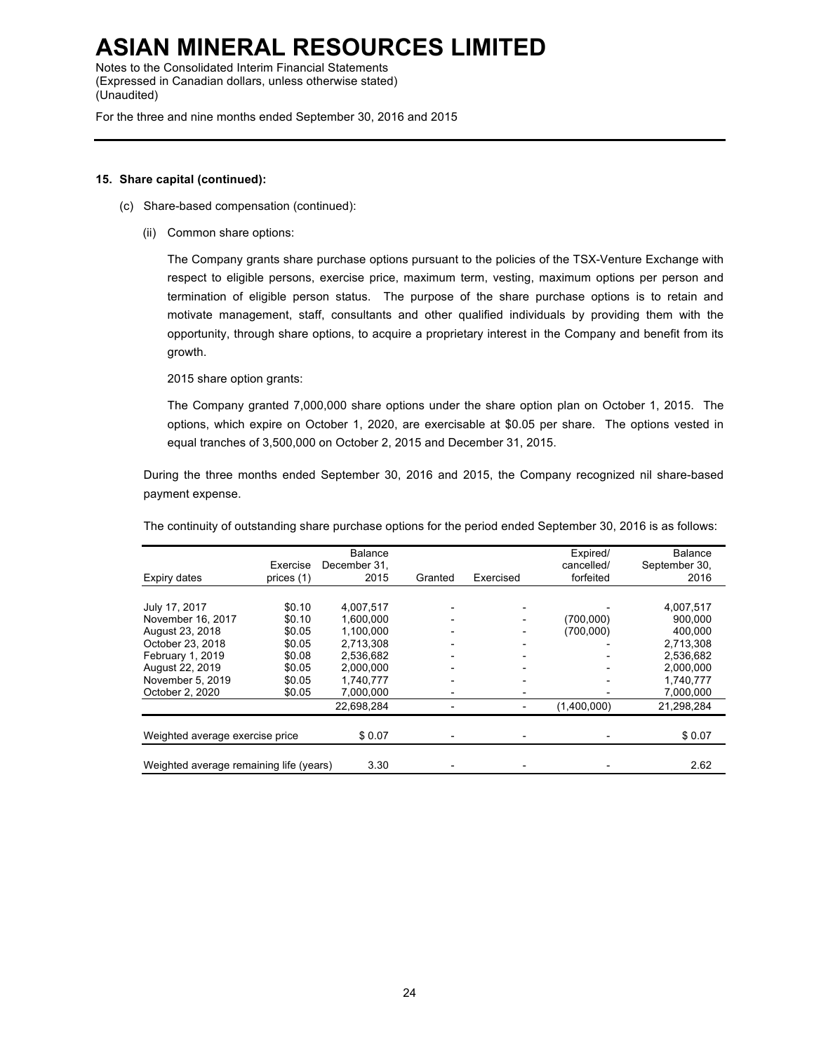# ASIAN MINERAL RESOURCES LIMITED

Notes to the Consolidated Interim Financial Statements
(Expressed in Canadian dollars, unless otherwise stated)
(Unaudited)

For the three and nine months ended September 30, 2016 and 2015

**15. Share capital (continued):**

(c) Share-based compensation (continued):

(ii) Common share options:

The Company grants share purchase options pursuant to the policies of the TSX-Venture Exchange with respect to eligible persons, exercise price, maximum term, vesting, maximum options per person and termination of eligible person status. The purpose of the share purchase options is to retain and motivate management, staff, consultants and other qualified individuals by providing them with the opportunity, through share options, to acquire a proprietary interest in the Company and benefit from its growth.

2015 share option grants:

The Company granted 7,000,000 share options under the share option plan on October 1, 2015. The options, which expire on October 1, 2020, are exercisable at $0.05 per share. The options vested in equal tranches of 3,500,000 on October 2, 2015 and December 31, 2015.

During the three months ended September 30, 2016 and 2015, the Company recognized nil share-based payment expense.

The continuity of outstanding share purchase options for the period ended September 30, 2016 is as follows:

| Expiry dates | Exercise prices (1) | Balance December 31, 2015 | Granted | Exercised | Expired/ cancelled/ forfeited | Balance September 30, 2016 |
|---|---|---|---|---|---|---|
| July 17, 2017 | $0.10 | 4,007,517 | - | - | - | 4,007,517 |
| November 16, 2017 | $0.10 | 1,600,000 | - | - | (700,000) | 900,000 |
| August 23, 2018 | $0.05 | 1,100,000 | - | - | (700,000) | 400,000 |
| October 23, 2018 | $0.05 | 2,713,308 | - | - | - | 2,713,308 |
| February 1, 2019 | $0.08 | 2,536,682 | - | - | - | 2,536,682 |
| August 22, 2019 | $0.05 | 2,000,000 | - | - | - | 2,000,000 |
| November 5, 2019 | $0.05 | 1,740,777 | - | - | - | 1,740,777 |
| October 2, 2020 | $0.05 | 7,000,000 | - | - | - | 7,000,000 |
| | | 22,698,284 | - | - | (1,400,000) | 21,298,284 |
| Weighted average exercise price | | $ 0.07 | - | - | - | $ 0.07 |
| Weighted average remaining life (years) | | 3.30 | - | - | - | 2.62 |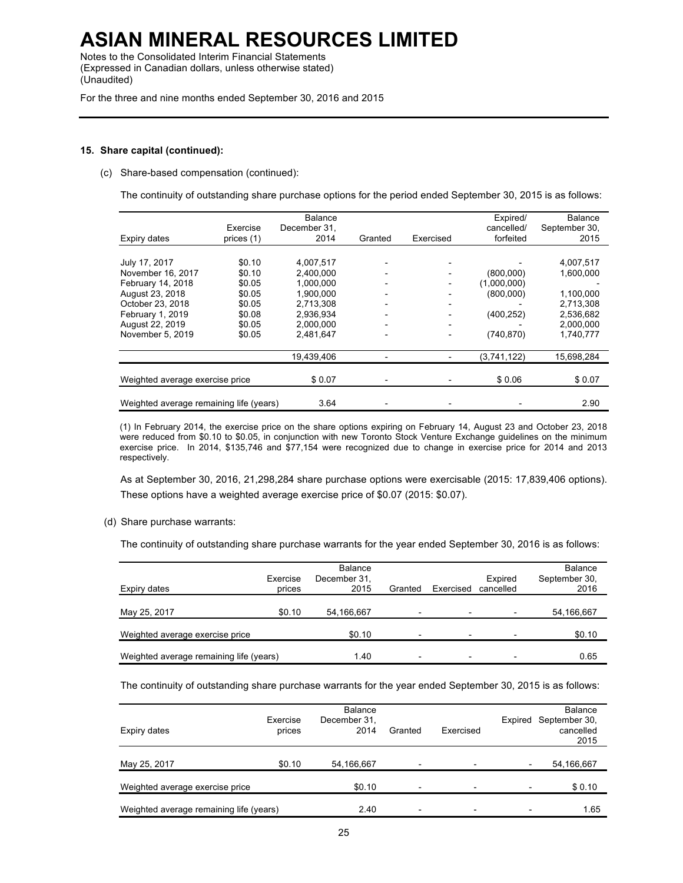# ASIAN MINERAL RESOURCES LIMITED

Notes to the Consolidated Interim Financial Statements
(Expressed in Canadian dollars, unless otherwise stated)
(Unaudited)

For the three and nine months ended September 30, 2016 and 2015

**15. Share capital (continued):**

(c) Share-based compensation (continued):

The continuity of outstanding share purchase options for the period ended September 30, 2015 is as follows:

| Expiry dates | Exercise prices (1) | Balance December 31, 2014 | Granted | Exercised | Expired/ cancelled/ forfeited | Balance September 30, 2015 |
|---|---|---|---|---|---|---|
| July 17, 2017 | $0.10 | 4,007,517 | - | - | - | 4,007,517 |
| November 16, 2017 | $0.10 | 2,400,000 | - | - | (800,000) | 1,600,000 |
| February 14, 2018 | $0.05 | 1,000,000 | - | - | (1,000,000) | - |
| August 23, 2018 | $0.05 | 1,900,000 | - | - | (800,000) | 1,100,000 |
| October 23, 2018 | $0.05 | 2,713,308 | - | - | - | 2,713,308 |
| February 1, 2019 | $0.08 | 2,936,934 | - | - | (400,252) | 2,536,682 |
| August 22, 2019 | $0.05 | 2,000,000 | - | - | - | 2,000,000 |
| November 5, 2019 | $0.05 | 2,481,647 | - | - | (740,870) | 1,740,777 |
| | | 19,439,406 | - | - | (3,741,122) | 15,698,284 |
| Weighted average exercise price | | $ 0.07 | - | - | $ 0.06 | $ 0.07 |
| Weighted average remaining life (years) | | 3.64 | - | - | - | 2.90 |

(1) In February 2014, the exercise price on the share options expiring on February 14, August 23 and October 23, 2018 were reduced from $0.10 to $0.05, in conjunction with new Toronto Stock Venture Exchange guidelines on the minimum exercise price. In 2014, $135,746 and $77,154 were recognized due to change in exercise price for 2014 and 2013 respectively.

As at September 30, 2016, 21,298,284 share purchase options were exercisable (2015: 17,839,406 options). These options have a weighted average exercise price of $0.07 (2015: $0.07).

(d) Share purchase warrants:

The continuity of outstanding share purchase warrants for the year ended September 30, 2016 is as follows:

| Expiry dates | Exercise prices | Balance December 31, 2015 | Granted | Exercised | Expired cancelled | Balance September 30, 2016 |
|---|---|---|---|---|---|---|
| May 25, 2017 | $0.10 | 54,166,667 | - | - | - | 54,166,667 |
| Weighted average exercise price | | $0.10 | - | - | - | $0.10 |
| Weighted average remaining life (years) | | 1.40 | - | - | - | 0.65 |

The continuity of outstanding share purchase warrants for the year ended September 30, 2015 is as follows:

| Expiry dates | Exercise prices | Balance December 31, 2014 | Granted | Exercised | Expired | Balance September 30, cancelled 2015 |
|---|---|---|---|---|---|---|
| May 25, 2017 | $0.10 | 54,166,667 | - | - | - | 54,166,667 |
| Weighted average exercise price | | $0.10 | - | - | - | $ 0.10 |
| Weighted average remaining life (years) | | 2.40 | - | - | - | 1.65 |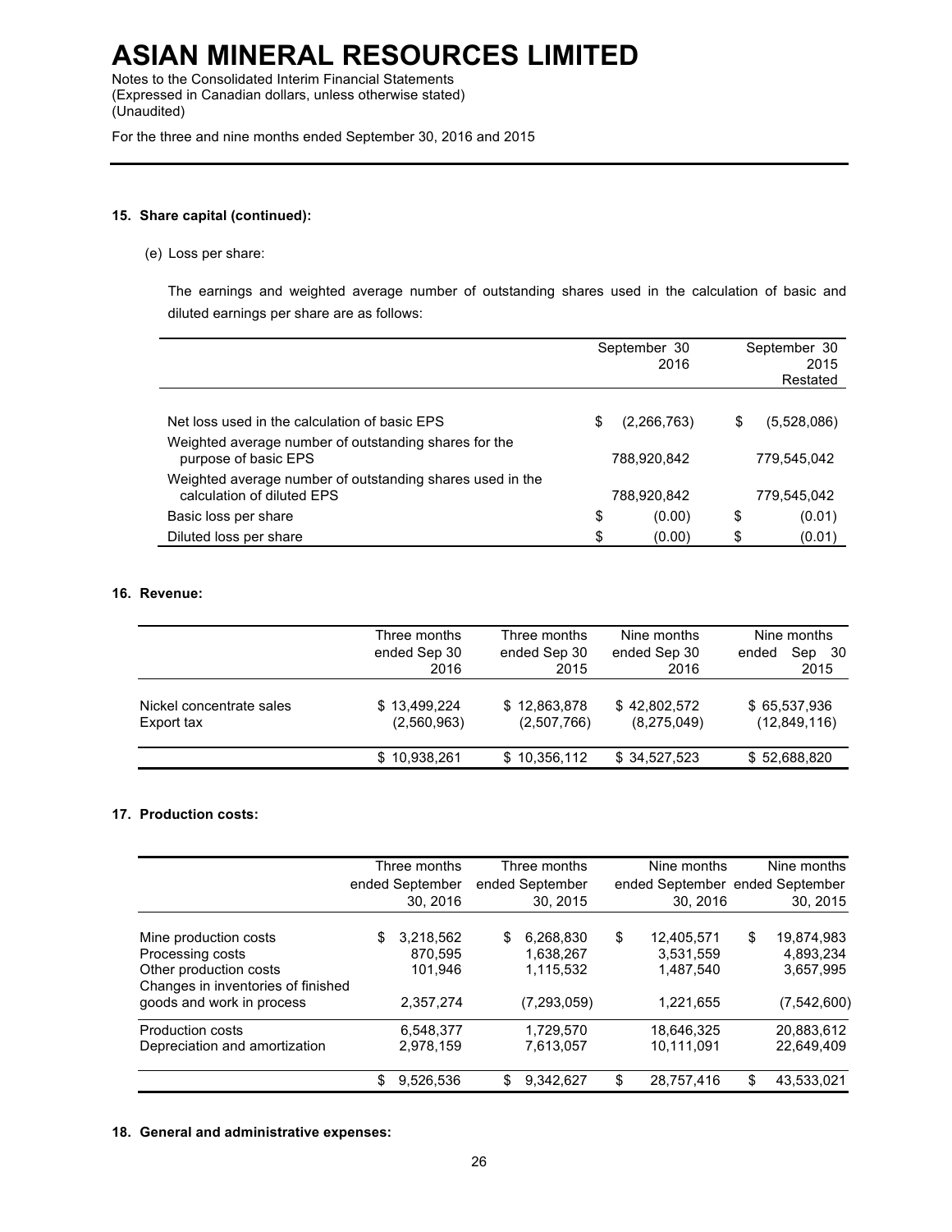# ASIAN MINERAL RESOURCES LIMITED

Notes to the Consolidated Interim Financial Statements
(Expressed in Canadian dollars, unless otherwise stated)
(Unaudited)

For the three and nine months ended September 30, 2016 and 2015

## 15. Share capital (continued):

(e) Loss per share:

The earnings and weighted average number of outstanding shares used in the calculation of basic and diluted earnings per share are as follows:

| | September 30 2016 | September 30 2015 Restated |
|---|---|---|
| Net loss used in the calculation of basic EPS | $ (2,266,763) | $ (5,528,086) |
| Weighted average number of outstanding shares for the purpose of basic EPS | 788,920,842 | 779,545,042 |
| Weighted average number of outstanding shares used in the calculation of diluted EPS | 788,920,842 | 779,545,042 |
| Basic loss per share | $ (0.00) | $ (0.01) |
| Diluted loss per share | $ (0.00) | $ (0.01) |

## 16. Revenue:

| | Three months ended Sep 30 2016 | Three months ended Sep 30 2015 | Nine months ended Sep 30 2016 | Nine months ended Sep 30 2015 |
|---|---|---|---|---|
| Nickel concentrate sales | $ 13,499,224 | $ 12,863,878 | $ 42,802,572 | $ 65,537,936 |
| Export tax | (2,560,963) | (2,507,766) | (8,275,049) | (12,849,116) |
| | $ 10,938,261 | $ 10,356,112 | $ 34,527,523 | $ 52,688,820 |

## 17. Production costs:

| | Three months ended September 30, 2016 | Three months ended September 30, 2015 | Nine months ended September 30, 2016 | Nine months ended September 30, 2015 |
|---|---|---|---|---|
| Mine production costs | $ 3,218,562 | $ 6,268,830 | $ 12,405,571 | $ 19,874,983 |
| Processing costs | 870,595 | 1,638,267 | 3,531,559 | 4,893,234 |
| Other production costs | 101,946 | 1,115,532 | 1,487,540 | 3,657,995 |
| Changes in inventories of finished goods and work in process | 2,357,274 | (7,293,059) | 1,221,655 | (7,542,600) |
| Production costs | 6,548,377 | 1,729,570 | 18,646,325 | 20,883,612 |
| Depreciation and amortization | 2,978,159 | 7,613,057 | 10,111,091 | 22,649,409 |
| | $ 9,526,536 | $ 9,342,627 | $ 28,757,416 | $ 43,533,021 |

## 18. General and administrative expenses: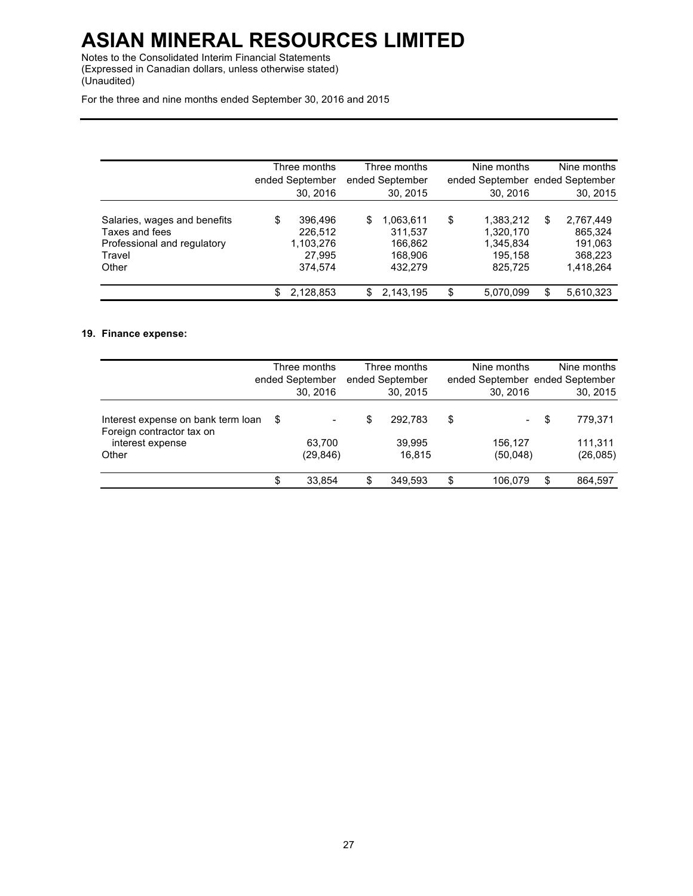|  | Three months ended September 30, 2016 | Three months ended September 30, 2015 | Nine months ended September 30, 2016 | Nine months ended September 30, 2015 |
|---|---|---|---|---|
| Salaries, wages and benefits | $ 396,496 | $ 1,063,611 | $ 1,383,212 | $ 2,767,449 |
| Taxes and fees | 226,512 | 311,537 | 1,320,170 | 865,324 |
| Professional and regulatory | 1,103,276 | 166,862 | 1,345,834 | 191,063 |
| Travel | 27,995 | 168,906 | 195,158 | 368,223 |
| Other | 374,574 | 432,279 | 825,725 | 1,418,264 |
|  | $ 2,128,853 | $ 2,143,195 | $ 5,070,099 | $ 5,610,323 |

**19. Finance expense:**

|  | Three months ended September 30, 2016 | Three months ended September 30, 2015 | Nine months ended September 30, 2016 | Nine months ended September 30, 2015 |
|---|---|---|---|---|
| Interest expense on bank term loan | $ - | $ 292,783 | $ - | $ 779,371 |
| Foreign contractor tax on interest expense | 63,700 | 39,995 | 156,127 | 111,311 |
| Other | (29,846) | 16,815 | (50,048) | (26,085) |
|  | $ 33,854 | $ 349,593 | $ 106,079 | $ 864,597 |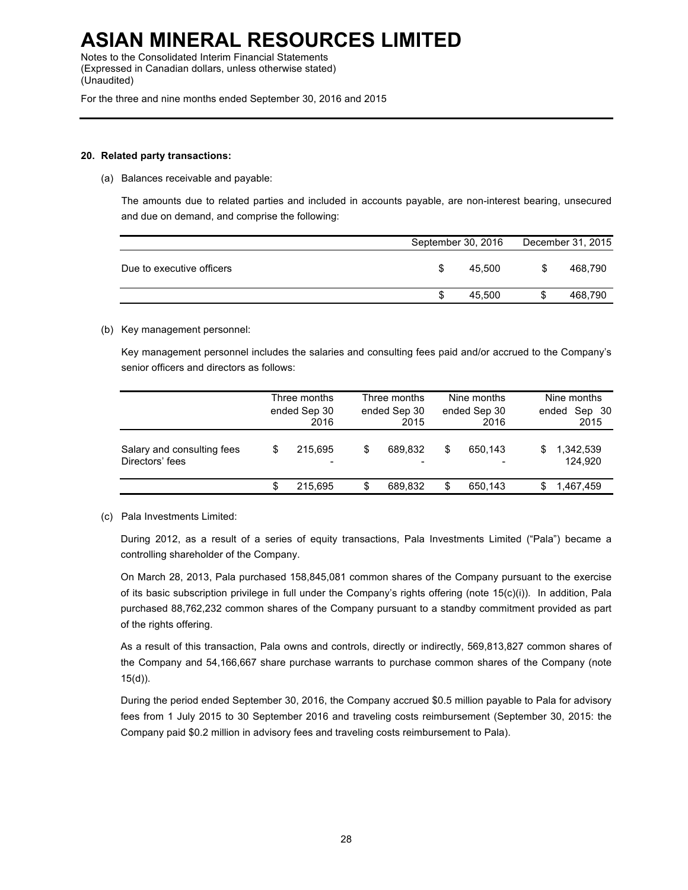### 20. Related party transactions:

(a) Balances receivable and payable:

The amounts due to related parties and included in accounts payable, are non-interest bearing, unsecured and due on demand, and comprise the following:

| | September 30, 2016 | December 31, 2015 |
|---|---|---|
| Due to executive officers | $ 45,500 | $ 468,790 |
| | $ 45,500 | $ 468,790 |

(b) Key management personnel:

Key management personnel includes the salaries and consulting fees paid and/or accrued to the Company's senior officers and directors as follows:

| | Three months ended Sep 30 2016 | Three months ended Sep 30 2015 | Nine months ended Sep 30 2016 | Nine months ended Sep 30 2015 |
|---|---|---|---|---|
| Salary and consulting fees | $ 215,695 | $ 689,832 | $ 650,143 | $ 1,342,539 |
| Directors' fees | - | - | - | 124,920 |
| | $ 215,695 | $ 689,832 | $ 650,143 | $ 1,467,459 |

(c) Pala Investments Limited:

During 2012, as a result of a series of equity transactions, Pala Investments Limited ("Pala") became a controlling shareholder of the Company.

On March 28, 2013, Pala purchased 158,845,081 common shares of the Company pursuant to the exercise of its basic subscription privilege in full under the Company's rights offering (note 15(c)(i)). In addition, Pala purchased 88,762,232 common shares of the Company pursuant to a standby commitment provided as part of the rights offering.

As a result of this transaction, Pala owns and controls, directly or indirectly, 569,813,827 common shares of the Company and 54,166,667 share purchase warrants to purchase common shares of the Company (note 15(d)).

During the period ended September 30, 2016, the Company accrued $0.5 million payable to Pala for advisory fees from 1 July 2015 to 30 September 2016 and traveling costs reimbursement (September 30, 2015: the Company paid $0.2 million in advisory fees and traveling costs reimbursement to Pala).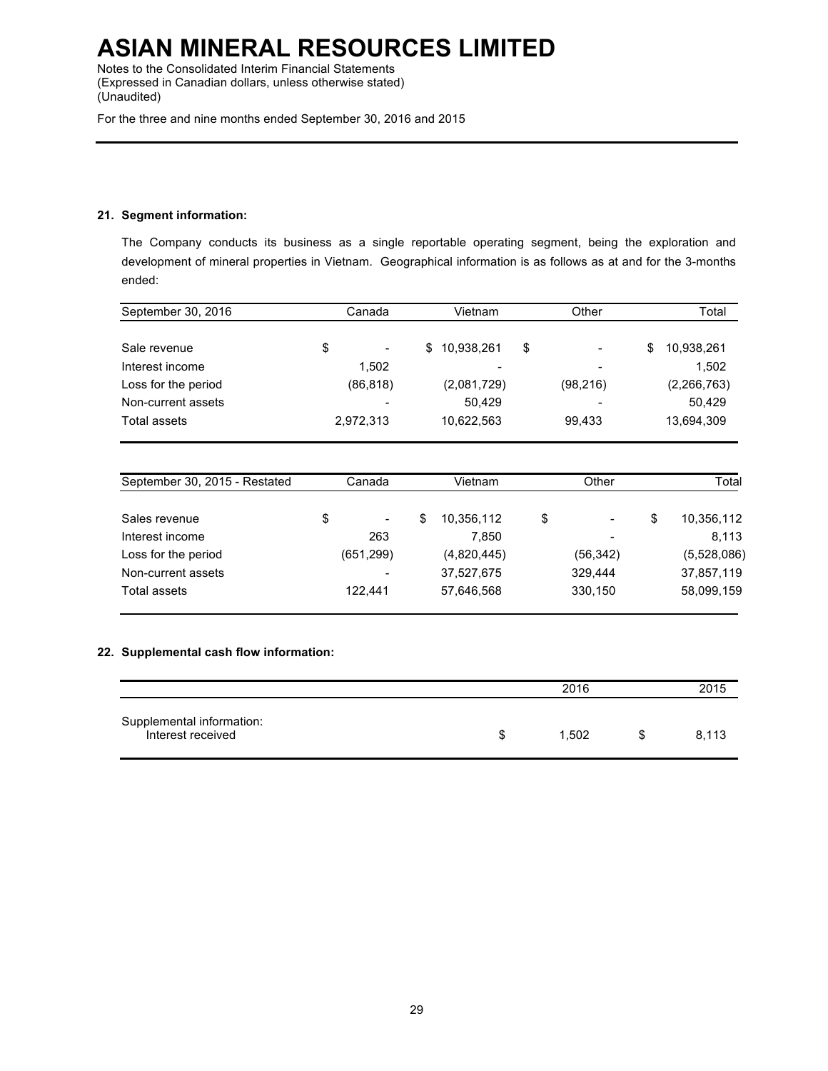#### 21. Segment information:

The Company conducts its business as a single reportable operating segment, being the exploration and development of mineral properties in Vietnam. Geographical information is as follows as at and for the 3-months ended:

| September 30, 2016 | Canada | Vietnam | Other | Total |
|---|---|---|---|---|
| Sale revenue | $ - | $ 10,938,261 | $ - | $ 10,938,261 |
| Interest income | 1,502 | - | - | 1,502 |
| Loss for the period | (86,818) | (2,081,729) | (98,216) | (2,266,763) |
| Non-current assets | - | 50,429 | - | 50,429 |
| Total assets | 2,972,313 | 10,622,563 | 99,433 | 13,694,309 |

| September 30, 2015 - Restated | Canada | Vietnam | Other | Total |
|---|---|---|---|---|
| Sales revenue | $ - | $ 10,356,112 | $ - | $ 10,356,112 |
| Interest income | 263 | 7,850 | - | 8,113 |
| Loss for the period | (651,299) | (4,820,445) | (56,342) | (5,528,086) |
| Non-current assets | - | 37,527,675 | 329,444 | 37,857,119 |
| Total assets | 122,441 | 57,646,568 | 330,150 | 58,099,159 |

#### 22. Supplemental cash flow information:

| | 2016 | 2015 |
|---|---|---|
| Supplemental information: | | |
| Interest received | $ 1,502 | $ 8,113 |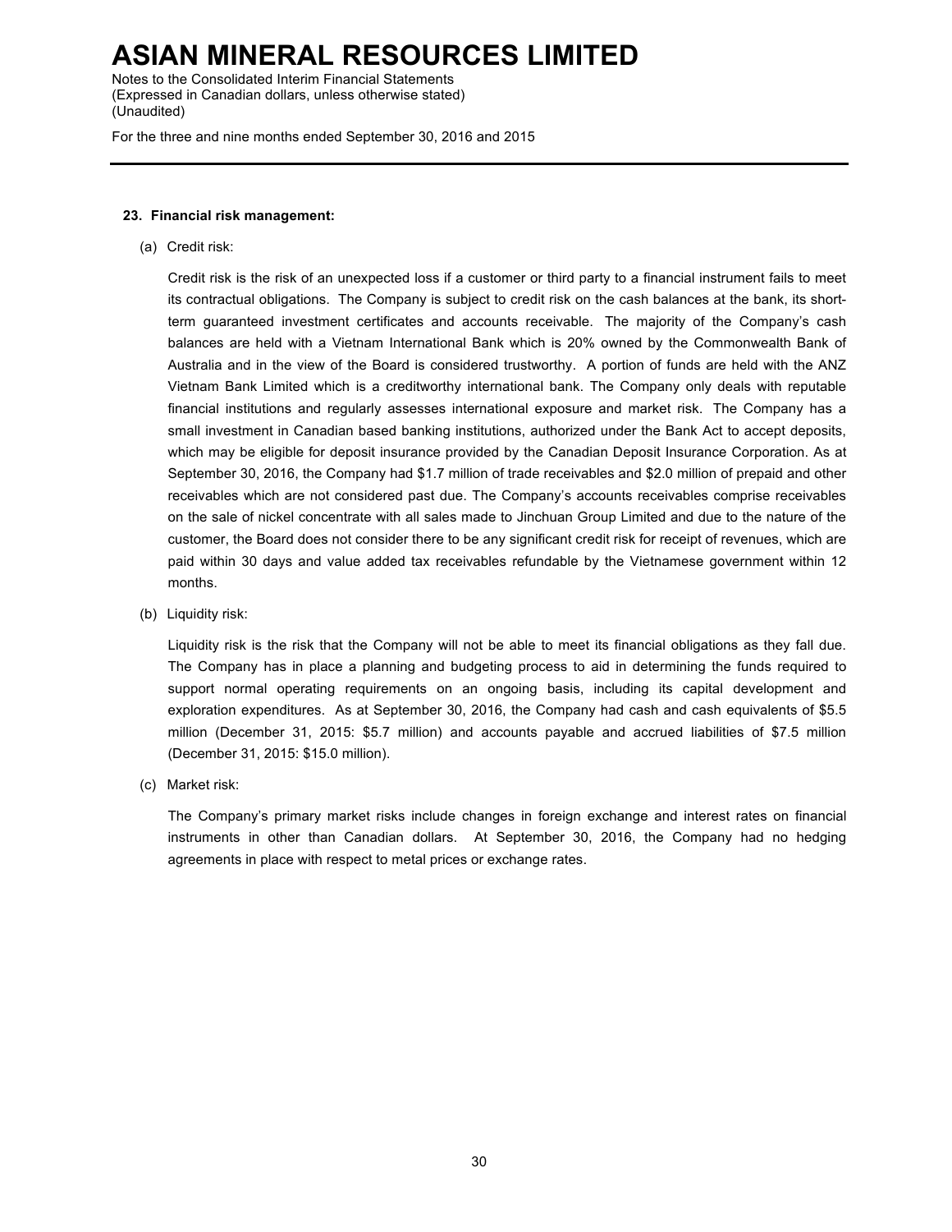### 23. Financial risk management:

(a) Credit risk:

Credit risk is the risk of an unexpected loss if a customer or third party to a financial instrument fails to meet its contractual obligations. The Company is subject to credit risk on the cash balances at the bank, its short-term guaranteed investment certificates and accounts receivable. The majority of the Company's cash balances are held with a Vietnam International Bank which is 20% owned by the Commonwealth Bank of Australia and in the view of the Board is considered trustworthy. A portion of funds are held with the ANZ Vietnam Bank Limited which is a creditworthy international bank. The Company only deals with reputable financial institutions and regularly assesses international exposure and market risk. The Company has a small investment in Canadian based banking institutions, authorized under the Bank Act to accept deposits, which may be eligible for deposit insurance provided by the Canadian Deposit Insurance Corporation. As at September 30, 2016, the Company had $1.7 million of trade receivables and $2.0 million of prepaid and other receivables which are not considered past due. The Company's accounts receivables comprise receivables on the sale of nickel concentrate with all sales made to Jinchuan Group Limited and due to the nature of the customer, the Board does not consider there to be any significant credit risk for receipt of revenues, which are paid within 30 days and value added tax receivables refundable by the Vietnamese government within 12 months.

(b) Liquidity risk:

Liquidity risk is the risk that the Company will not be able to meet its financial obligations as they fall due. The Company has in place a planning and budgeting process to aid in determining the funds required to support normal operating requirements on an ongoing basis, including its capital development and exploration expenditures. As at September 30, 2016, the Company had cash and cash equivalents of $5.5 million (December 31, 2015: $5.7 million) and accounts payable and accrued liabilities of $7.5 million (December 31, 2015: $15.0 million).

(c) Market risk:

The Company's primary market risks include changes in foreign exchange and interest rates on financial instruments in other than Canadian dollars. At September 30, 2016, the Company had no hedging agreements in place with respect to metal prices or exchange rates.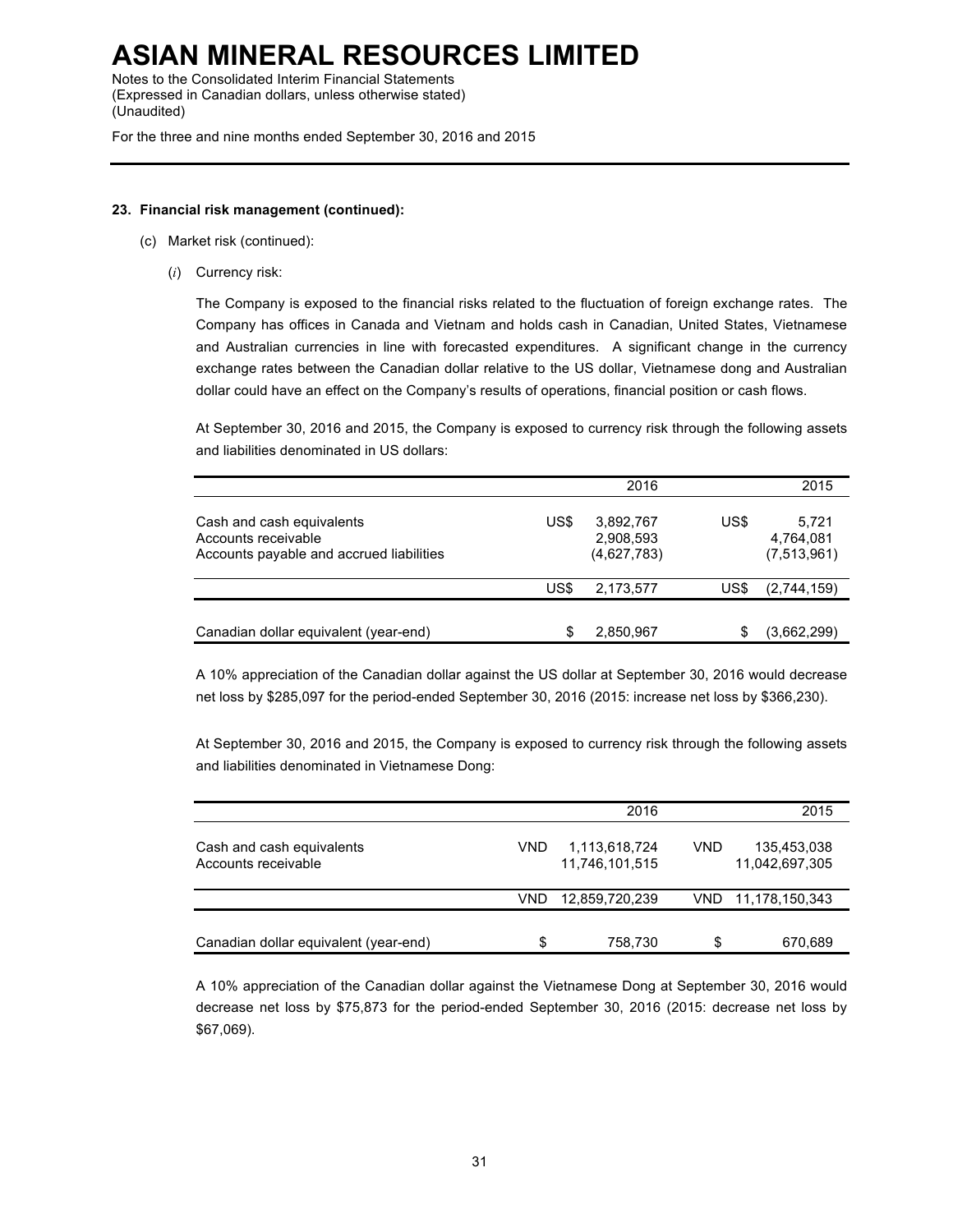**23. Financial risk management (continued):**

(c) Market risk (continued):

(*i*) Currency risk:

The Company is exposed to the financial risks related to the fluctuation of foreign exchange rates. The Company has offices in Canada and Vietnam and holds cash in Canadian, United States, Vietnamese and Australian currencies in line with forecasted expenditures. A significant change in the currency exchange rates between the Canadian dollar relative to the US dollar, Vietnamese dong and Australian dollar could have an effect on the Company's results of operations, financial position or cash flows.

At September 30, 2016 and 2015, the Company is exposed to currency risk through the following assets and liabilities denominated in US dollars:

| | | 2016 | | 2015 |
|---|---|---|---|---|
| Cash and cash equivalents | US$ | 3,892,767 | US$ | 5,721 |
| Accounts receivable | | 2,908,593 | | 4,764,081 |
| Accounts payable and accrued liabilities | | (4,627,783) | | (7,513,961) |
| | US$ | 2,173,577 | US$ | (2,744,159) |
| Canadian dollar equivalent (year-end) | $ | 2,850,967 | $ | (3,662,299) |

A 10% appreciation of the Canadian dollar against the US dollar at September 30, 2016 would decrease net loss by $285,097 for the period-ended September 30, 2016 (2015: increase net loss by $366,230).

At September 30, 2016 and 2015, the Company is exposed to currency risk through the following assets and liabilities denominated in Vietnamese Dong:

| | | 2016 | | 2015 |
|---|---|---|---|---|
| Cash and cash equivalents | VND | 1,113,618,724 | VND | 135,453,038 |
| Accounts receivable | | 11,746,101,515 | | 11,042,697,305 |
| | VND | 12,859,720,239 | VND | 11,178,150,343 |
| Canadian dollar equivalent (year-end) | $ | 758,730 | $ | 670,689 |

A 10% appreciation of the Canadian dollar against the Vietnamese Dong at September 30, 2016 would decrease net loss by $75,873 for the period-ended September 30, 2016 (2015: decrease net loss by $67,069).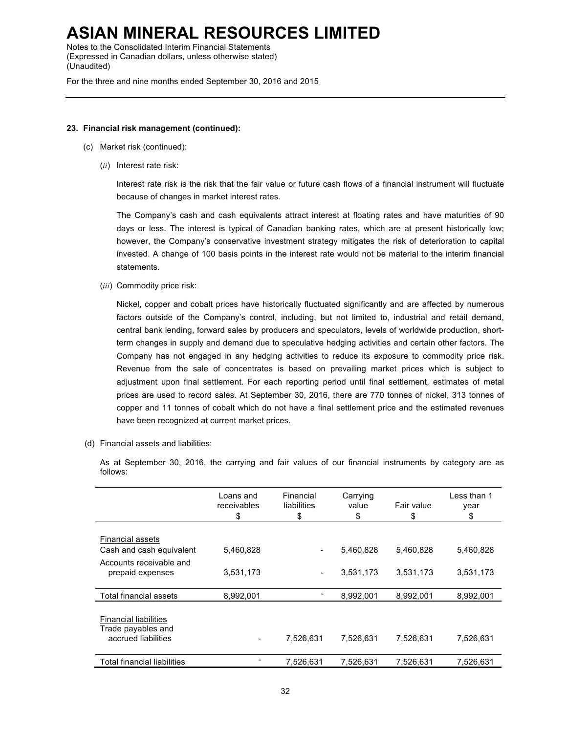**23. Financial risk management (continued):**

(c) Market risk (continued):

(*ii*) Interest rate risk:

Interest rate risk is the risk that the fair value or future cash flows of a financial instrument will fluctuate because of changes in market interest rates.

The Company's cash and cash equivalents attract interest at floating rates and have maturities of 90 days or less. The interest is typical of Canadian banking rates, which are at present historically low; however, the Company's conservative investment strategy mitigates the risk of deterioration to capital invested. A change of 100 basis points in the interest rate would not be material to the interim financial statements.

(*iii*) Commodity price risk:

Nickel, copper and cobalt prices have historically fluctuated significantly and are affected by numerous factors outside of the Company's control, including, but not limited to, industrial and retail demand, central bank lending, forward sales by producers and speculators, levels of worldwide production, short-term changes in supply and demand due to speculative hedging activities and certain other factors. The Company has not engaged in any hedging activities to reduce its exposure to commodity price risk. Revenue from the sale of concentrates is based on prevailing market prices which is subject to adjustment upon final settlement. For each reporting period until final settlement, estimates of metal prices are used to record sales. At September 30, 2016, there are 770 tonnes of nickel, 313 tonnes of copper and 11 tonnes of cobalt which do not have a final settlement price and the estimated revenues have been recognized at current market prices.

(d) Financial assets and liabilities:

As at September 30, 2016, the carrying and fair values of our financial instruments by category are as follows:

| | Loans and receivables $ | Financial liabilities $ | Carrying value $ | Fair value $ | Less than 1 year $ |
|---|---|---|---|---|---|
| Financial assets | | | | | |
| Cash and cash equivalent | 5,460,828 | - | 5,460,828 | 5,460,828 | 5,460,828 |
| Accounts receivable and prepaid expenses | 3,531,173 | - | 3,531,173 | 3,531,173 | 3,531,173 |
| Total financial assets | 8,992,001 | - | 8,992,001 | 8,992,001 | 8,992,001 |
| Financial liabilities | | | | | |
| Trade payables and accrued liabilities | - | 7,526,631 | 7,526,631 | 7,526,631 | 7,526,631 |
| Total financial liabilities | - | 7,526,631 | 7,526,631 | 7,526,631 | 7,526,631 |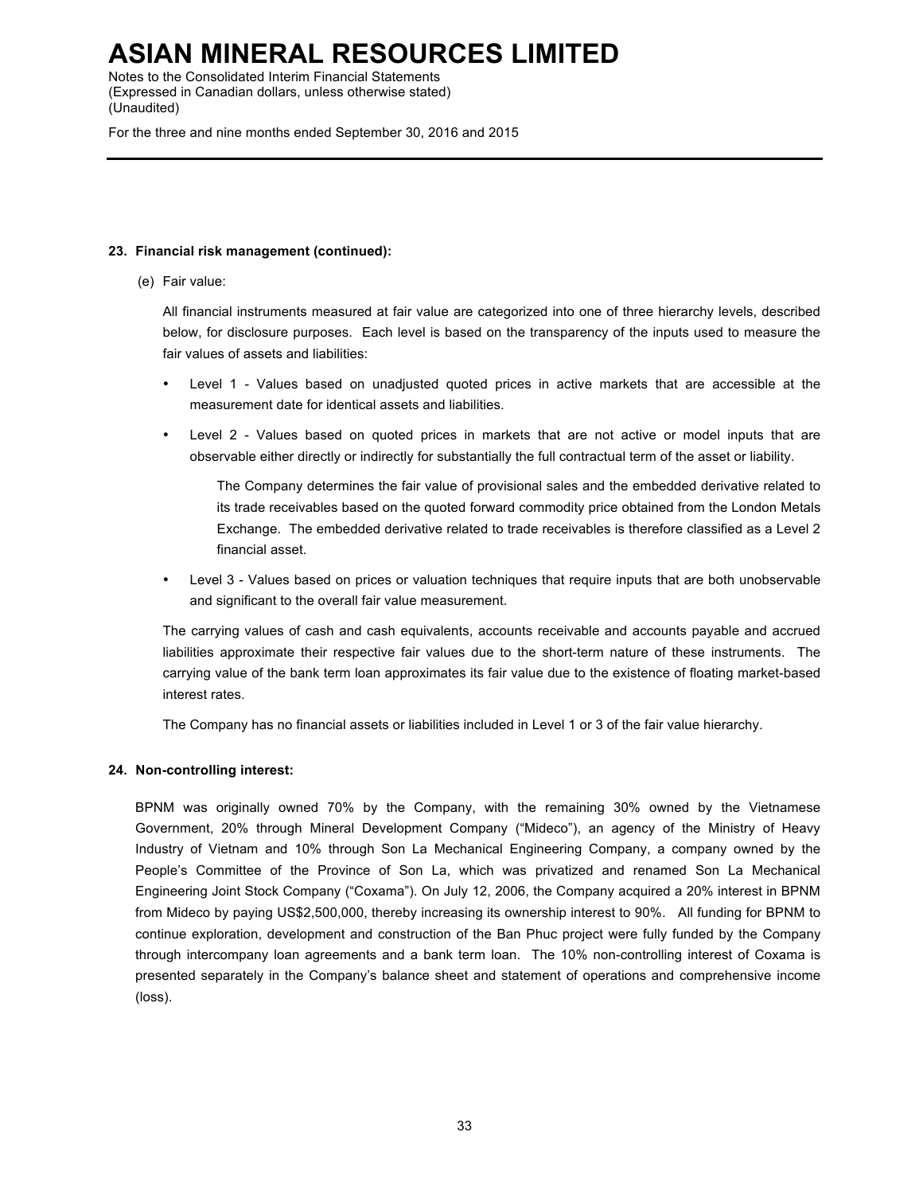## 23. Financial risk management (continued):

(e) Fair value:

All financial instruments measured at fair value are categorized into one of three hierarchy levels, described below, for disclosure purposes. Each level is based on the transparency of the inputs used to measure the fair values of assets and liabilities:

- Level 1 - Values based on unadjusted quoted prices in active markets that are accessible at the measurement date for identical assets and liabilities.
- Level 2 - Values based on quoted prices in markets that are not active or model inputs that are observable either directly or indirectly for substantially the full contractual term of the asset or liability.

  The Company determines the fair value of provisional sales and the embedded derivative related to its trade receivables based on the quoted forward commodity price obtained from the London Metals Exchange. The embedded derivative related to trade receivables is therefore classified as a Level 2 financial asset.

- Level 3 - Values based on prices or valuation techniques that require inputs that are both unobservable and significant to the overall fair value measurement.

The carrying values of cash and cash equivalents, accounts receivable and accounts payable and accrued liabilities approximate their respective fair values due to the short-term nature of these instruments. The carrying value of the bank term loan approximates its fair value due to the existence of floating market-based interest rates.

The Company has no financial assets or liabilities included in Level 1 or 3 of the fair value hierarchy.

## 24. Non-controlling interest:

BPNM was originally owned 70% by the Company, with the remaining 30% owned by the Vietnamese Government, 20% through Mineral Development Company ("Mideco"), an agency of the Ministry of Heavy Industry of Vietnam and 10% through Son La Mechanical Engineering Company, a company owned by the People's Committee of the Province of Son La, which was privatized and renamed Son La Mechanical Engineering Joint Stock Company ("Coxama"). On July 12, 2006, the Company acquired a 20% interest in BPNM from Mideco by paying US$2,500,000, thereby increasing its ownership interest to 90%. All funding for BPNM to continue exploration, development and construction of the Ban Phuc project were fully funded by the Company through intercompany loan agreements and a bank term loan. The 10% non-controlling interest of Coxama is presented separately in the Company's balance sheet and statement of operations and comprehensive income (loss).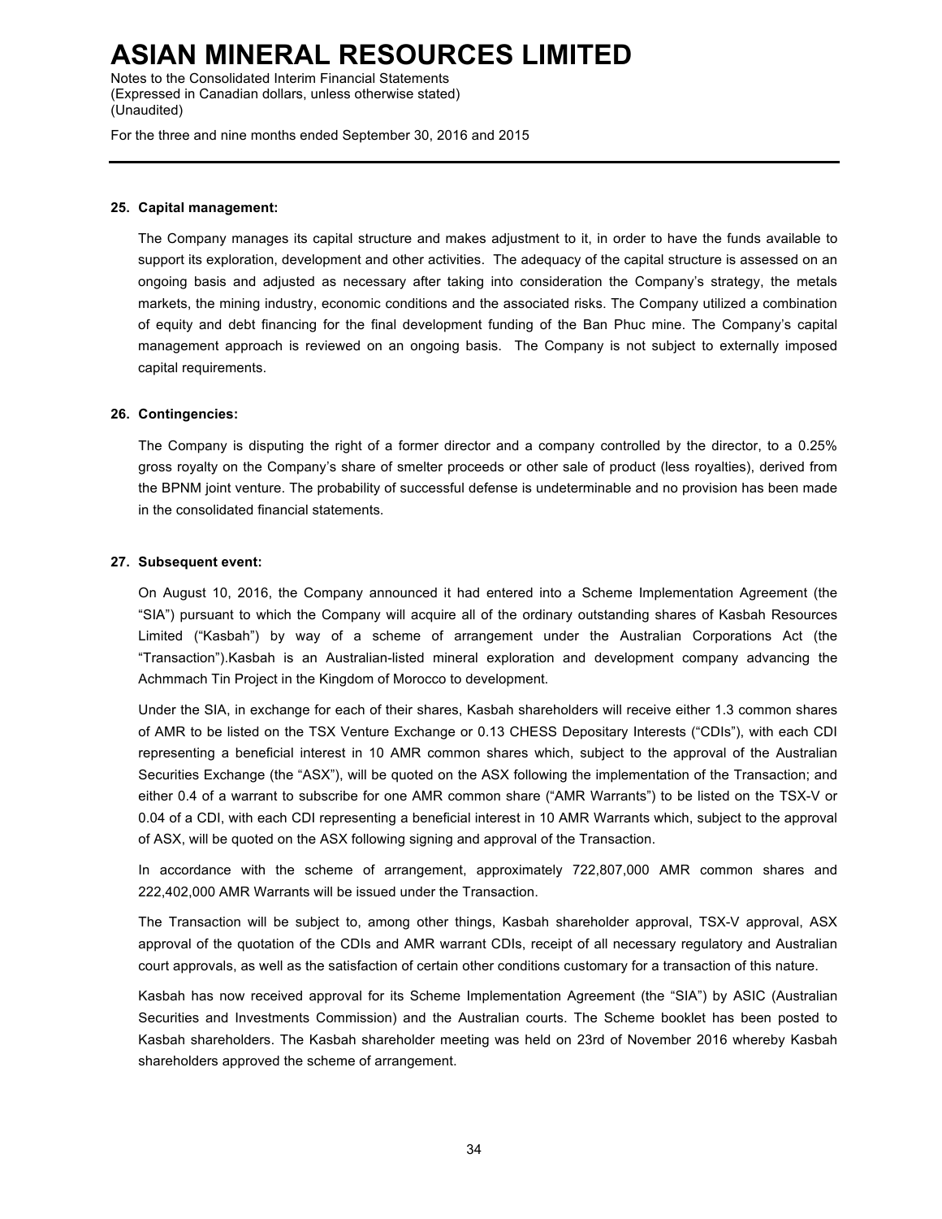## 25. Capital management:

The Company manages its capital structure and makes adjustment to it, in order to have the funds available to support its exploration, development and other activities. The adequacy of the capital structure is assessed on an ongoing basis and adjusted as necessary after taking into consideration the Company's strategy, the metals markets, the mining industry, economic conditions and the associated risks. The Company utilized a combination of equity and debt financing for the final development funding of the Ban Phuc mine. The Company's capital management approach is reviewed on an ongoing basis. The Company is not subject to externally imposed capital requirements.

## 26. Contingencies:

The Company is disputing the right of a former director and a company controlled by the director, to a 0.25% gross royalty on the Company's share of smelter proceeds or other sale of product (less royalties), derived from the BPNM joint venture. The probability of successful defense is undeterminable and no provision has been made in the consolidated financial statements.

## 27. Subsequent event:

On August 10, 2016, the Company announced it had entered into a Scheme Implementation Agreement (the "SIA") pursuant to which the Company will acquire all of the ordinary outstanding shares of Kasbah Resources Limited ("Kasbah") by way of a scheme of arrangement under the Australian Corporations Act (the "Transaction").Kasbah is an Australian-listed mineral exploration and development company advancing the Achmmach Tin Project in the Kingdom of Morocco to development.

Under the SIA, in exchange for each of their shares, Kasbah shareholders will receive either 1.3 common shares of AMR to be listed on the TSX Venture Exchange or 0.13 CHESS Depositary Interests ("CDIs"), with each CDI representing a beneficial interest in 10 AMR common shares which, subject to the approval of the Australian Securities Exchange (the "ASX"), will be quoted on the ASX following the implementation of the Transaction; and either 0.4 of a warrant to subscribe for one AMR common share ("AMR Warrants") to be listed on the TSX-V or 0.04 of a CDI, with each CDI representing a beneficial interest in 10 AMR Warrants which, subject to the approval of ASX, will be quoted on the ASX following signing and approval of the Transaction.

In accordance with the scheme of arrangement, approximately 722,807,000 AMR common shares and 222,402,000 AMR Warrants will be issued under the Transaction.

The Transaction will be subject to, among other things, Kasbah shareholder approval, TSX-V approval, ASX approval of the quotation of the CDIs and AMR warrant CDIs, receipt of all necessary regulatory and Australian court approvals, as well as the satisfaction of certain other conditions customary for a transaction of this nature.

Kasbah has now received approval for its Scheme Implementation Agreement (the "SIA") by ASIC (Australian Securities and Investments Commission) and the Australian courts. The Scheme booklet has been posted to Kasbah shareholders. The Kasbah shareholder meeting was held on 23rd of November 2016 whereby Kasbah shareholders approved the scheme of arrangement.